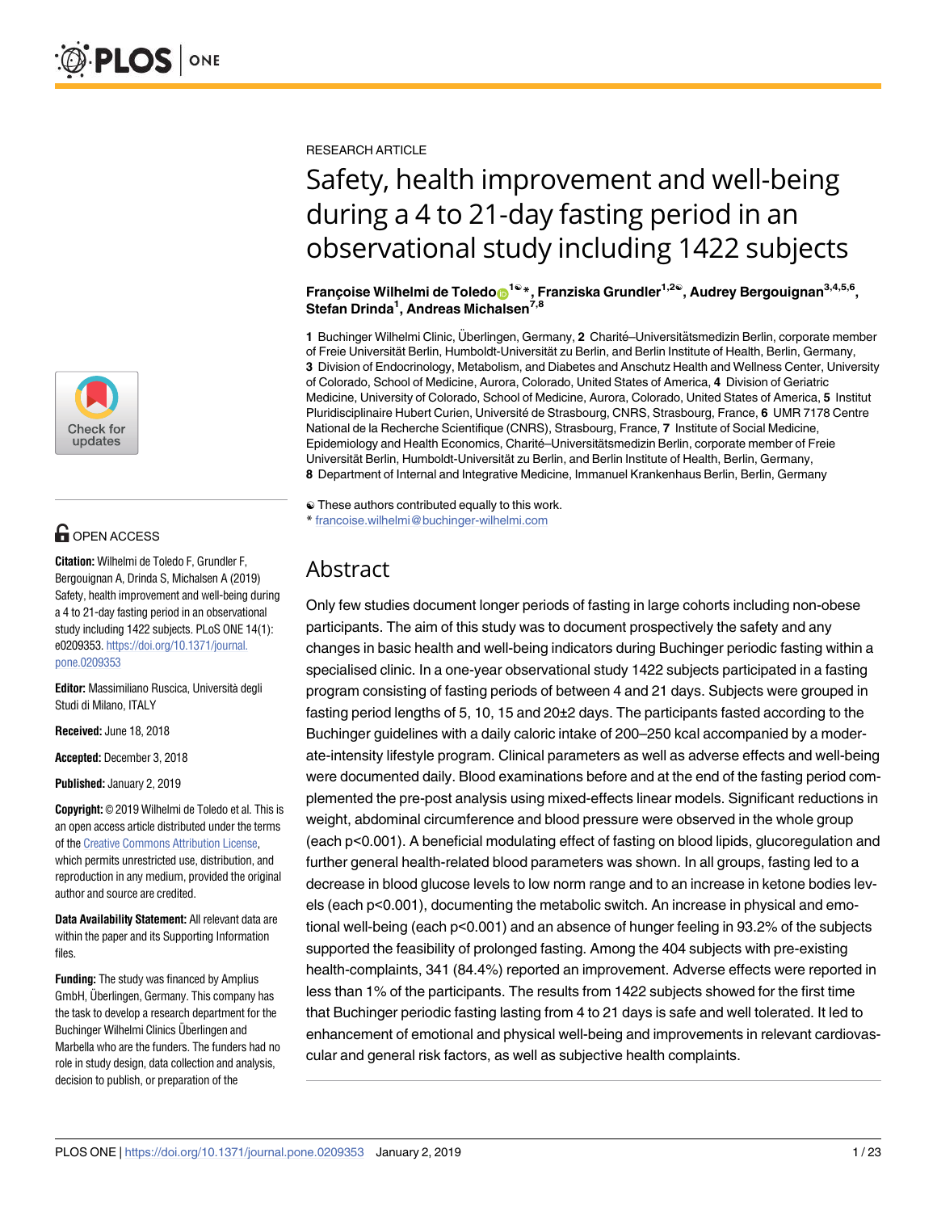RESEARCH ARTICLE

# Safety, health improvement and well-being during a 4 to 21-day fasting period in an observational study including 1422 subjects

**Françoise Wilhelmi de Toledo**[1☯*], **Franziska Grundler**[1,2☯], **Audrey Bergouignan**[3,4,5,6], **Stefan Drinda**[1], **Andreas Michalsen**[7,8]

**1** Buchinger Wilhelmi Clinic, Überlingen, Germany, **2** Charité–Universitätsmedizin Berlin, corporate member of Freie Universität Berlin, Humboldt-Universität zu Berlin, and Berlin Institute of Health, Berlin, Germany, **3** Division of Endocrinology, Metabolism, and Diabetes and Anschutz Health and Wellness Center, University of Colorado, School of Medicine, Aurora, Colorado, United States of America, **4** Division of Geriatric Medicine, University of Colorado, School of Medicine, Aurora, Colorado, United States of America, **5** Institut Pluridisciplinaire Hubert Curien, Université de Strasbourg, CNRS, Strasbourg, France, **6** UMR 7178 Centre National de la Recherche Scientifique (CNRS), Strasbourg, France, **7** Institute of Social Medicine, Epidemiology and Health Economics, Charité–Universitätsmedizin Berlin, corporate member of Freie Universität Berlin, Humboldt-Universität zu Berlin, and Berlin Institute of Health, Berlin, Germany, **8** Department of Internal and Integrative Medicine, Immanuel Krankenhaus Berlin, Berlin, Germany

☯ These authors contributed equally to this work.
* francoise.wilhelmi@buchinger-wilhelmi.com

## Abstract

Only few studies document longer periods of fasting in large cohorts including non-obese participants. The aim of this study was to document prospectively the safety and any changes in basic health and well-being indicators during Buchinger periodic fasting within a specialised clinic. In a one-year observational study 1422 subjects participated in a fasting program consisting of fasting periods of between 4 and 21 days. Subjects were grouped in fasting period lengths of 5, 10, 15 and 20±2 days. The participants fasted according to the Buchinger guidelines with a daily caloric intake of 200–250 kcal accompanied by a moderate-intensity lifestyle program. Clinical parameters as well as adverse effects and well-being were documented daily. Blood examinations before and at the end of the fasting period complemented the pre-post analysis using mixed-effects linear models. Significant reductions in weight, abdominal circumference and blood pressure were observed in the whole group (each $p<0.001$). A beneficial modulating effect of fasting on blood lipids, glucoregulation and further general health-related blood parameters was shown. In all groups, fasting led to a decrease in blood glucose levels to low norm range and to an increase in ketone bodies levels (each $p<0.001$), documenting the metabolic switch. An increase in physical and emotional well-being (each $p<0.001$) and an absence of hunger feeling in 93.2% of the subjects supported the feasibility of prolonged fasting. Among the 404 subjects with pre-existing health-complaints, 341 (84.4%) reported an improvement. Adverse effects were reported in less than 1% of the participants. The results from 1422 subjects showed for the first time that Buchinger periodic fasting lasting from 4 to 21 days is safe and well tolerated. It led to enhancement of emotional and physical well-being and improvements in relevant cardiovascular and general risk factors, as well as subjective health complaints.

OPEN ACCESS

**Citation:** Wilhelmi de Toledo F, Grundler F, Bergouignan A, Drinda S, Michalsen A (2019) Safety, health improvement and well-being during a 4 to 21-day fasting period in an observational study including 1422 subjects. PLoS ONE 14(1): e0209353. https://doi.org/10.1371/journal.pone.0209353

**Editor:** Massimiliano Ruscica, Università degli Studi di Milano, ITALY

**Received:** June 18, 2018

**Accepted:** December 3, 2018

**Published:** January 2, 2019

**Copyright:** © 2019 Wilhelmi de Toledo et al. This is an open access article distributed under the terms of the Creative Commons Attribution License, which permits unrestricted use, distribution, and reproduction in any medium, provided the original author and source are credited.

**Data Availability Statement:** All relevant data are within the paper and its Supporting Information files.

**Funding:** The study was financed by Amplius GmbH, Überlingen, Germany. This company has the task to develop a research department for the Buchinger Wilhelmi Clinics Überlingen and Marbella who are the funders. The funders had no role in study design, data collection and analysis, decision to publish, or preparation of the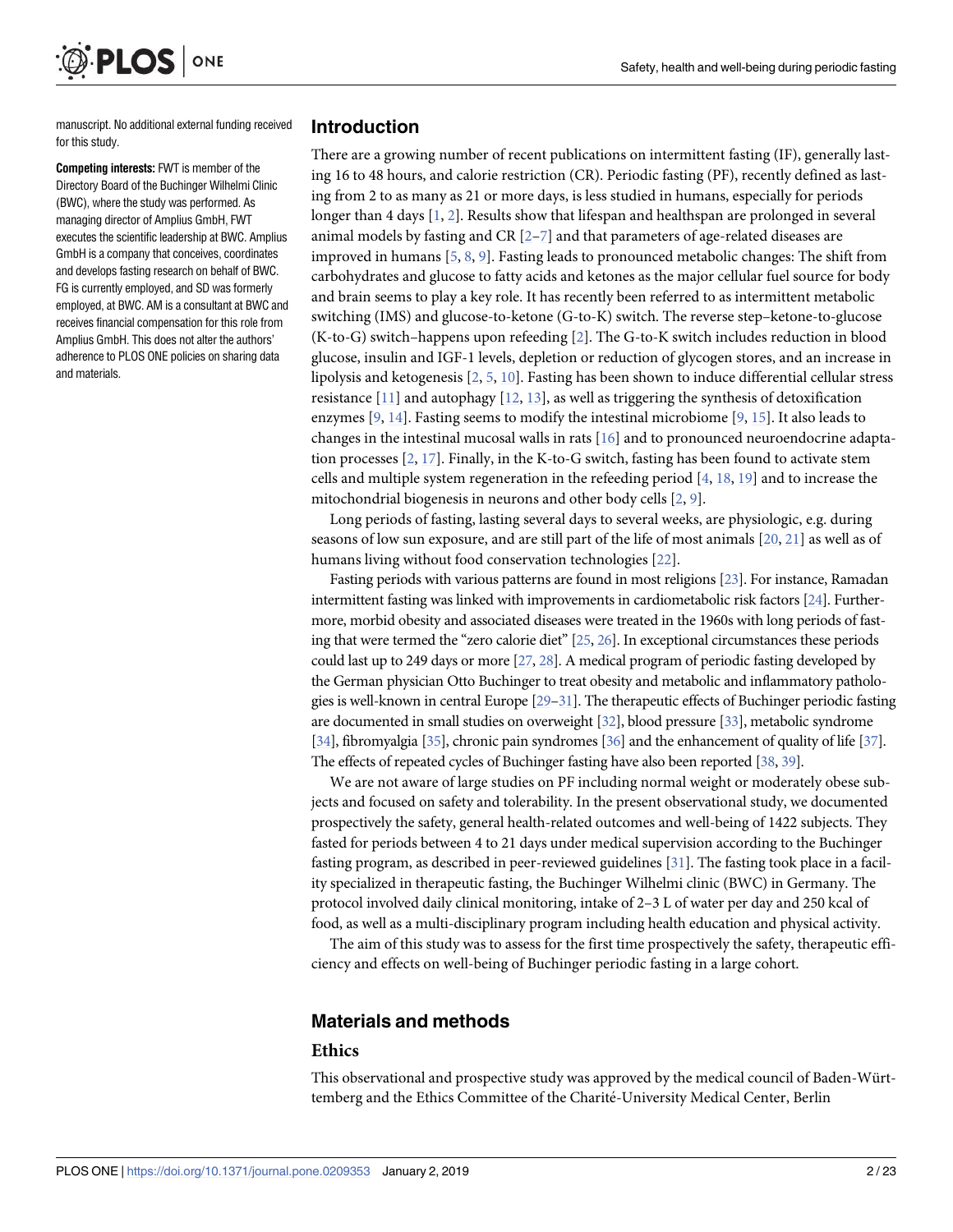manuscript. No additional external funding received for this study.

**Competing interests:** FWT is member of the Directory Board of the Buchinger Wilhelmi Clinic (BWC), where the study was performed. As managing director of Amplius GmbH, FWT executes the scientific leadership at BWC. Amplius GmbH is a company that conceives, coordinates and develops fasting research on behalf of BWC. FG is currently employed, and SD was formerly employed, at BWC. AM is a consultant at BWC and receives financial compensation for this role from Amplius GmbH. This does not alter the authors' adherence to PLOS ONE policies on sharing data and materials.

## Introduction

There are a growing number of recent publications on intermittent fasting (IF), generally lasting 16 to 48 hours, and calorie restriction (CR). Periodic fasting (PF), recently defined as lasting from 2 to as many as 21 or more days, is less studied in humans, especially for periods longer than 4 days [1, 2]. Results show that lifespan and healthspan are prolonged in several animal models by fasting and CR [2–7] and that parameters of age-related diseases are improved in humans [5, 8, 9]. Fasting leads to pronounced metabolic changes: The shift from carbohydrates and glucose to fatty acids and ketones as the major cellular fuel source for body and brain seems to play a key role. It has recently been referred to as intermittent metabolic switching (IMS) and glucose-to-ketone (G-to-K) switch. The reverse step–ketone-to-glucose (K-to-G) switch–happens upon refeeding [2]. The G-to-K switch includes reduction in blood glucose, insulin and IGF-1 levels, depletion or reduction of glycogen stores, and an increase in lipolysis and ketogenesis [2, 5, 10]. Fasting has been shown to induce differential cellular stress resistance [11] and autophagy [12, 13], as well as triggering the synthesis of detoxification enzymes [9, 14]. Fasting seems to modify the intestinal microbiome [9, 15]. It also leads to changes in the intestinal mucosal walls in rats [16] and to pronounced neuroendocrine adaptation processes [2, 17]. Finally, in the K-to-G switch, fasting has been found to activate stem cells and multiple system regeneration in the refeeding period [4, 18, 19] and to increase the mitochondrial biogenesis in neurons and other body cells [2, 9].

Long periods of fasting, lasting several days to several weeks, are physiologic, e.g. during seasons of low sun exposure, and are still part of the life of most animals [20, 21] as well as of humans living without food conservation technologies [22].

Fasting periods with various patterns are found in most religions [23]. For instance, Ramadan intermittent fasting was linked with improvements in cardiometabolic risk factors [24]. Furthermore, morbid obesity and associated diseases were treated in the 1960s with long periods of fasting that were termed the "zero calorie diet" [25, 26]. In exceptional circumstances these periods could last up to 249 days or more [27, 28]. A medical program of periodic fasting developed by the German physician Otto Buchinger to treat obesity and metabolic and inflammatory pathologies is well-known in central Europe [29–31]. The therapeutic effects of Buchinger periodic fasting are documented in small studies on overweight [32], blood pressure [33], metabolic syndrome [34], fibromyalgia [35], chronic pain syndromes [36] and the enhancement of quality of life [37]. The effects of repeated cycles of Buchinger fasting have also been reported [38, 39].

We are not aware of large studies on PF including normal weight or moderately obese subjects and focused on safety and tolerability. In the present observational study, we documented prospectively the safety, general health-related outcomes and well-being of 1422 subjects. They fasted for periods between 4 to 21 days under medical supervision according to the Buchinger fasting program, as described in peer-reviewed guidelines [31]. The fasting took place in a facility specialized in therapeutic fasting, the Buchinger Wilhelmi clinic (BWC) in Germany. The protocol involved daily clinical monitoring, intake of 2–3 L of water per day and 250 kcal of food, as well as a multi-disciplinary program including health education and physical activity.

The aim of this study was to assess for the first time prospectively the safety, therapeutic efficiency and effects on well-being of Buchinger periodic fasting in a large cohort.

## Materials and methods

### Ethics

This observational and prospective study was approved by the medical council of Baden-Württemberg and the Ethics Committee of the Charité-University Medical Center, Berlin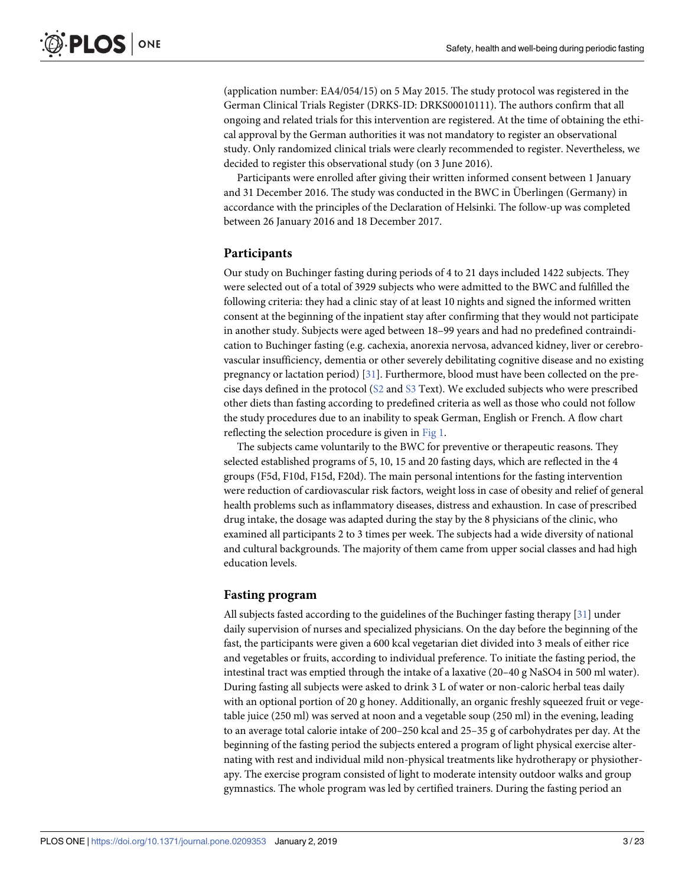(application number: EA4/054/15) on 5 May 2015. The study protocol was registered in the German Clinical Trials Register (DRKS-ID: DRKS00010111). The authors confirm that all ongoing and related trials for this intervention are registered. At the time of obtaining the ethical approval by the German authorities it was not mandatory to register an observational study. Only randomized clinical trials were clearly recommended to register. Nevertheless, we decided to register this observational study (on 3 June 2016).

Participants were enrolled after giving their written informed consent between 1 January and 31 December 2016. The study was conducted in the BWC in Überlingen (Germany) in accordance with the principles of the Declaration of Helsinki. The follow-up was completed between 26 January 2016 and 18 December 2017.

## Participants

Our study on Buchinger fasting during periods of 4 to 21 days included 1422 subjects. They were selected out of a total of 3929 subjects who were admitted to the BWC and fulfilled the following criteria: they had a clinic stay of at least 10 nights and signed the informed written consent at the beginning of the inpatient stay after confirming that they would not participate in another study. Subjects were aged between 18–99 years and had no predefined contraindication to Buchinger fasting (e.g. cachexia, anorexia nervosa, advanced kidney, liver or cerebrovascular insufficiency, dementia or other severely debilitating cognitive disease and no existing pregnancy or lactation period) [31]. Furthermore, blood must have been collected on the precise days defined in the protocol (S2 and S3 Text). We excluded subjects who were prescribed other diets than fasting according to predefined criteria as well as those who could not follow the study procedures due to an inability to speak German, English or French. A flow chart reflecting the selection procedure is given in Fig 1.

The subjects came voluntarily to the BWC for preventive or therapeutic reasons. They selected established programs of 5, 10, 15 and 20 fasting days, which are reflected in the 4 groups (F5d, F10d, F15d, F20d). The main personal intentions for the fasting intervention were reduction of cardiovascular risk factors, weight loss in case of obesity and relief of general health problems such as inflammatory diseases, distress and exhaustion. In case of prescribed drug intake, the dosage was adapted during the stay by the 8 physicians of the clinic, who examined all participants 2 to 3 times per week. The subjects had a wide diversity of national and cultural backgrounds. The majority of them came from upper social classes and had high education levels.

## Fasting program

All subjects fasted according to the guidelines of the Buchinger fasting therapy [31] under daily supervision of nurses and specialized physicians. On the day before the beginning of the fast, the participants were given a 600 kcal vegetarian diet divided into 3 meals of either rice and vegetables or fruits, according to individual preference. To initiate the fasting period, the intestinal tract was emptied through the intake of a laxative (20–40 g $NaSO_4$ in 500 ml water). During fasting all subjects were asked to drink 3 L of water or non-caloric herbal teas daily with an optional portion of 20 g honey. Additionally, an organic freshly squeezed fruit or vegetable juice (250 ml) was served at noon and a vegetable soup (250 ml) in the evening, leading to an average total calorie intake of 200–250 kcal and 25–35 g of carbohydrates per day. At the beginning of the fasting period the subjects entered a program of light physical exercise alternating with rest and individual mild non-physical treatments like hydrotherapy or physiotherapy. The exercise program consisted of light to moderate intensity outdoor walks and group gymnastics. The whole program was led by certified trainers. During the fasting period an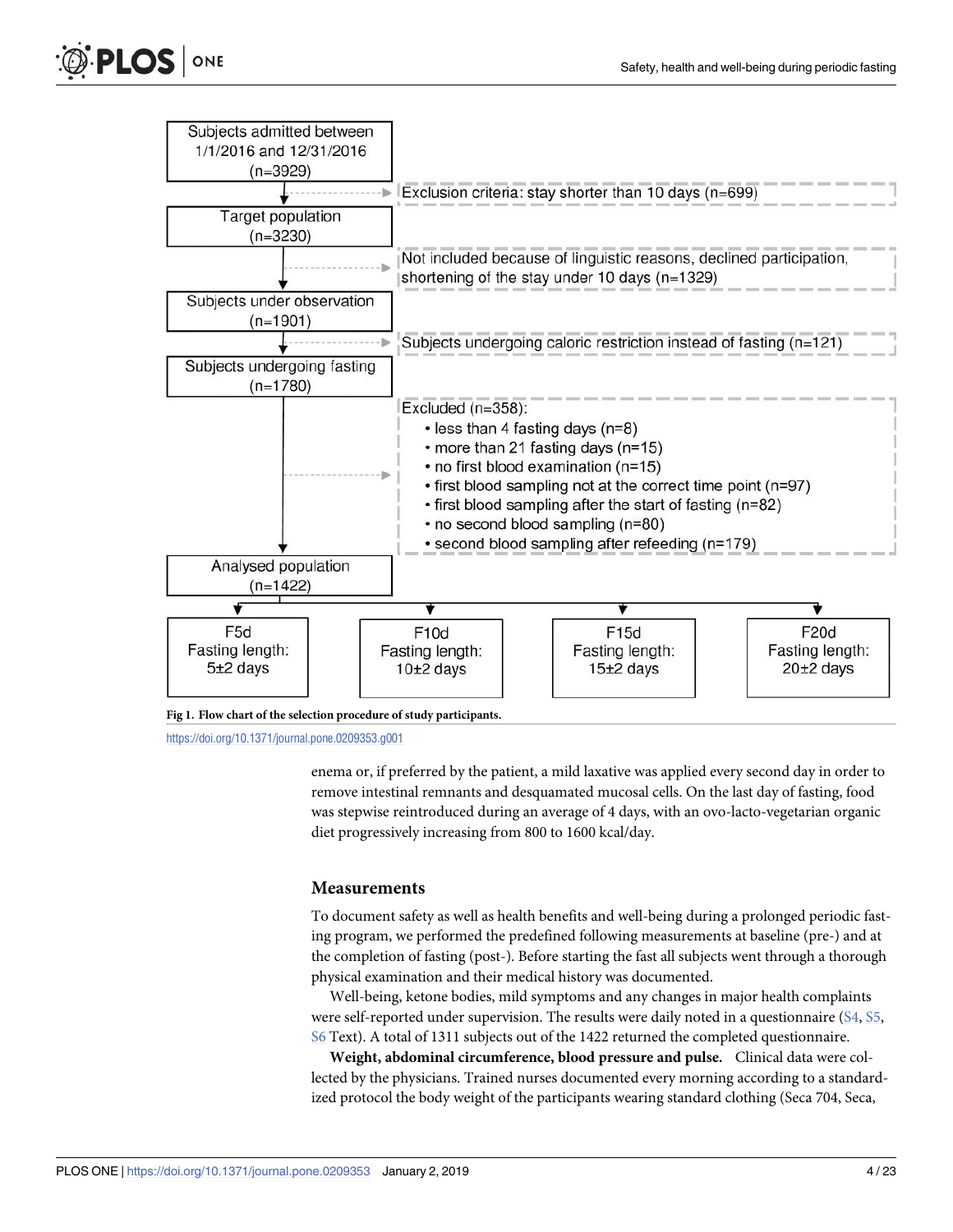Subjects admitted between 1/1/2016 and 12/31/2016 (n=3929)

Exclusion criteria: stay shorter than 10 days (n=699)

Target population (n=3230)

Not included because of linguistic reasons, declined participation, shortening of the stay under 10 days (n=1329)

Subjects under observation (n=1901)

Subjects undergoing caloric restriction instead of fasting (n=121)

Subjects undergoing fasting (n=1780)

Excluded (n=358):

- less than 4 fasting days (n=8)
- more than 21 fasting days (n=15)
- no first blood examination (n=15)
- first blood sampling not at the correct time point (n=97)
- first blood sampling after the start of fasting (n=82)
- no second blood sampling (n=80)
- second blood sampling after refeeding (n=179)

Analysed population (n=1422)

F5d Fasting length: 5±2 days | F10d Fasting length: 10±2 days | F15d Fasting length: 15±2 days | F20d Fasting length: 20±2 days

**Fig 1. Flow chart of the selection procedure of study participants.**

https://doi.org/10.1371/journal.pone.0209353.g001

enema or, if preferred by the patient, a mild laxative was applied every second day in order to remove intestinal remnants and desquamated mucosal cells. On the last day of fasting, food was stepwise reintroduced during an average of 4 days, with an ovo-lacto-vegetarian organic diet progressively increasing from 800 to 1600 kcal/day.

## Measurements

To document safety as well as health benefits and well-being during a prolonged periodic fasting program, we performed the predefined following measurements at baseline (pre-) and at the completion of fasting (post-). Before starting the fast all subjects went through a thorough physical examination and their medical history was documented.

Well-being, ketone bodies, mild symptoms and any changes in major health complaints were self-reported under supervision. The results were daily noted in a questionnaire (S4, S5, S6 Text). A total of 1311 subjects out of the 1422 returned the completed questionnaire.

**Weight, abdominal circumference, blood pressure and pulse.** Clinical data were collected by the physicians. Trained nurses documented every morning according to a standardized protocol the body weight of the participants wearing standard clothing (Seca 704, Seca,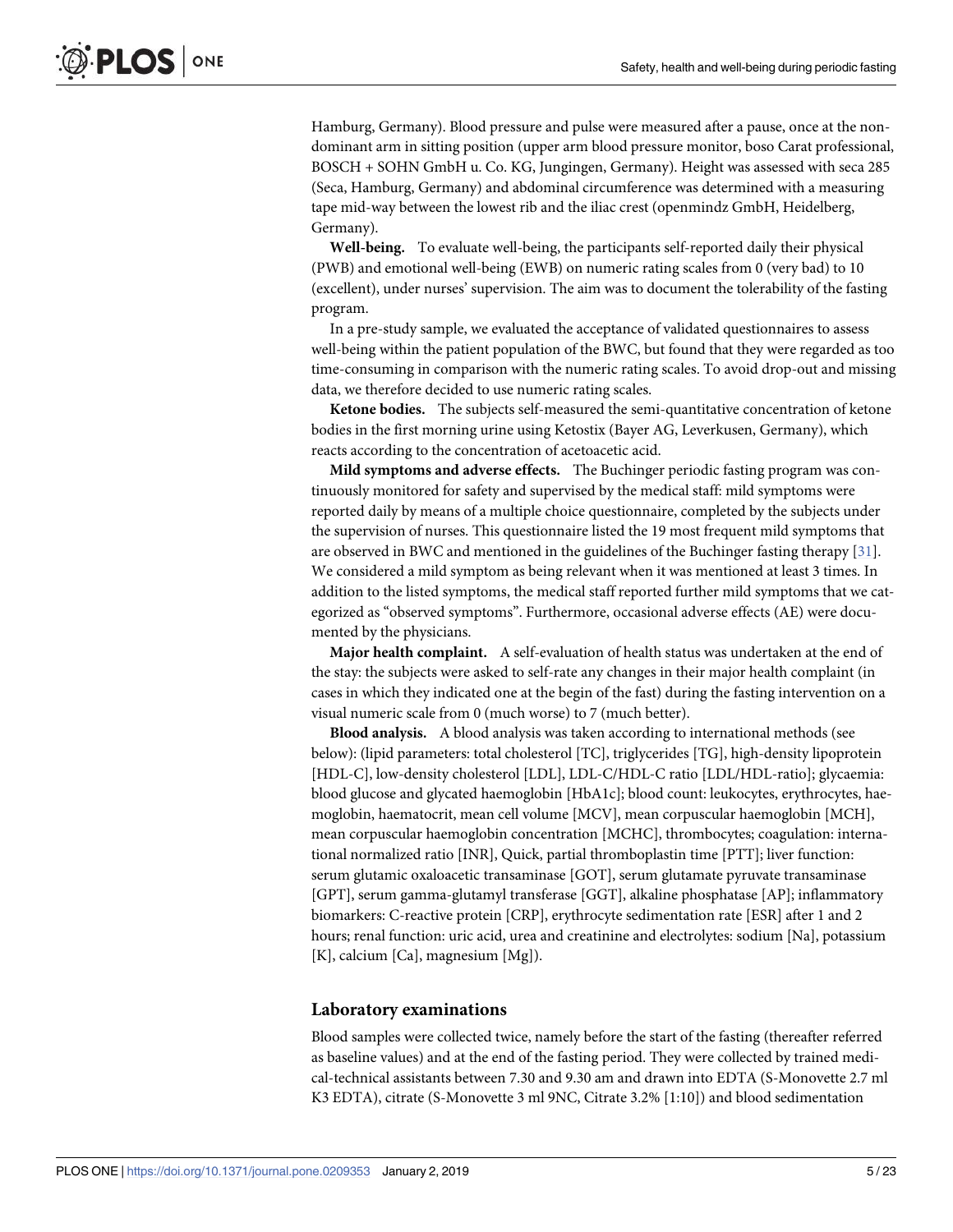Hamburg, Germany). Blood pressure and pulse were measured after a pause, once at the non-dominant arm in sitting position (upper arm blood pressure monitor, boso Carat professional, BOSCH + SOHN GmbH u. Co. KG, Jungingen, Germany). Height was assessed with seca 285 (Seca, Hamburg, Germany) and abdominal circumference was determined with a measuring tape mid-way between the lowest rib and the iliac crest (openmindz GmbH, Heidelberg, Germany).

**Well-being.** To evaluate well-being, the participants self-reported daily their physical (PWB) and emotional well-being (EWB) on numeric rating scales from 0 (very bad) to 10 (excellent), under nurses' supervision. The aim was to document the tolerability of the fasting program.

In a pre-study sample, we evaluated the acceptance of validated questionnaires to assess well-being within the patient population of the BWC, but found that they were regarded as too time-consuming in comparison with the numeric rating scales. To avoid drop-out and missing data, we therefore decided to use numeric rating scales.

**Ketone bodies.** The subjects self-measured the semi-quantitative concentration of ketone bodies in the first morning urine using Ketostix (Bayer AG, Leverkusen, Germany), which reacts according to the concentration of acetoacetic acid.

**Mild symptoms and adverse effects.** The Buchinger periodic fasting program was continuously monitored for safety and supervised by the medical staff: mild symptoms were reported daily by means of a multiple choice questionnaire, completed by the subjects under the supervision of nurses. This questionnaire listed the 19 most frequent mild symptoms that are observed in BWC and mentioned in the guidelines of the Buchinger fasting therapy [31]. We considered a mild symptom as being relevant when it was mentioned at least 3 times. In addition to the listed symptoms, the medical staff reported further mild symptoms that we categorized as "observed symptoms". Furthermore, occasional adverse effects (AE) were documented by the physicians.

**Major health complaint.** A self-evaluation of health status was undertaken at the end of the stay: the subjects were asked to self-rate any changes in their major health complaint (in cases in which they indicated one at the begin of the fast) during the fasting intervention on a visual numeric scale from 0 (much worse) to 7 (much better).

**Blood analysis.** A blood analysis was taken according to international methods (see below): (lipid parameters: total cholesterol [TC], triglycerides [TG], high-density lipoprotein [HDL-C], low-density cholesterol [LDL], LDL-C/HDL-C ratio [LDL/HDL-ratio]; glycaemia: blood glucose and glycated haemoglobin [HbA1c]; blood count: leukocytes, erythrocytes, haemoglobin, haematocrit, mean cell volume [MCV], mean corpuscular haemoglobin [MCH], mean corpuscular haemoglobin concentration [MCHC], thrombocytes; coagulation: international normalized ratio [INR], Quick, partial thromboplastin time [PTT]; liver function: serum glutamic oxaloacetic transaminase [GOT], serum glutamate pyruvate transaminase [GPT], serum gamma-glutamyl transferase [GGT], alkaline phosphatase [AP]; inflammatory biomarkers: C-reactive protein [CRP], erythrocyte sedimentation rate [ESR] after 1 and 2 hours; renal function: uric acid, urea and creatinine and electrolytes: sodium [Na], potassium [K], calcium [Ca], magnesium [Mg]).

## Laboratory examinations

Blood samples were collected twice, namely before the start of the fasting (thereafter referred as baseline values) and at the end of the fasting period. They were collected by trained medical-technical assistants between 7.30 and 9.30 am and drawn into EDTA (S-Monovette 2.7 ml K3 EDTA), citrate (S-Monovette 3 ml 9NC, Citrate 3.2% [1:10]) and blood sedimentation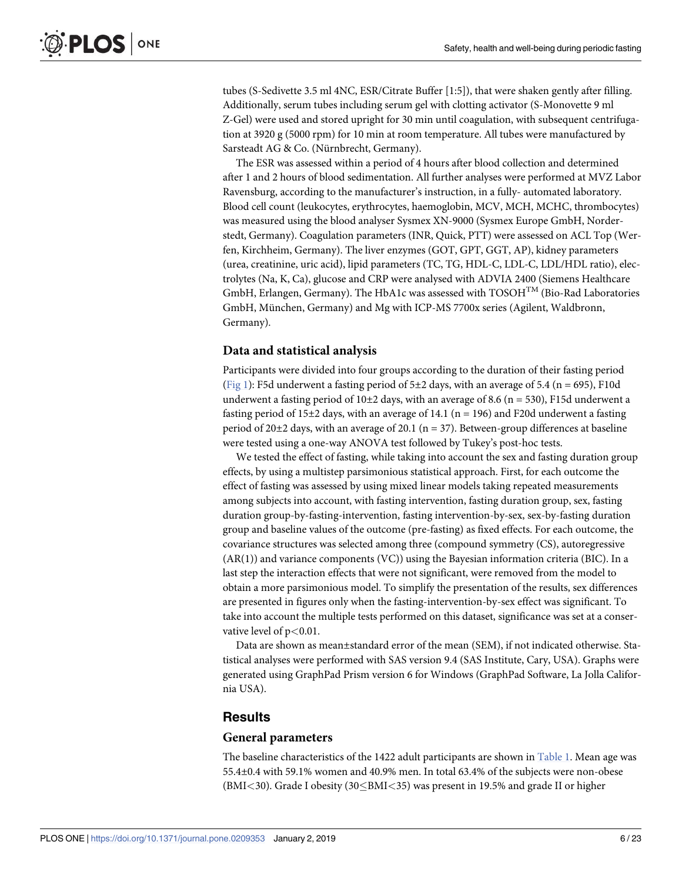tubes (S-Sedivette 3.5 ml 4NC, ESR/Citrate Buffer [1:5]), that were shaken gently after filling. Additionally, serum tubes including serum gel with clotting activator (S-Monovette 9 ml Z-Gel) were used and stored upright for 30 min until coagulation, with subsequent centrifugation at 3920 g (5000 rpm) for 10 min at room temperature. All tubes were manufactured by Sarsteadt AG & Co. (Nürnbrecht, Germany).

The ESR was assessed within a period of 4 hours after blood collection and determined after 1 and 2 hours of blood sedimentation. All further analyses were performed at MVZ Labor Ravensburg, according to the manufacturer's instruction, in a fully- automated laboratory. Blood cell count (leukocytes, erythrocytes, haemoglobin, MCV, MCH, MCHC, thrombocytes) was measured using the blood analyser Sysmex XN-9000 (Sysmex Europe GmbH, Norderstedt, Germany). Coagulation parameters (INR, Quick, PTT) were assessed on ACL Top (Werfen, Kirchheim, Germany). The liver enzymes (GOT, GPT, GGT, AP), kidney parameters (urea, creatinine, uric acid), lipid parameters (TC, TG, HDL-C, LDL-C, LDL/HDL ratio), electrolytes (Na, K, Ca), glucose and CRP were analysed with ADVIA 2400 (Siemens Healthcare GmbH, Erlangen, Germany). The HbA1c was assessed with TOSOH™ (Bio-Rad Laboratories GmbH, München, Germany) and Mg with ICP-MS 7700x series (Agilent, Waldbronn, Germany).

### Data and statistical analysis

Participants were divided into four groups according to the duration of their fasting period (Fig 1): F5d underwent a fasting period of 5±2 days, with an average of 5.4 (n = 695), F10d underwent a fasting period of 10±2 days, with an average of 8.6 (n = 530), F15d underwent a fasting period of 15±2 days, with an average of 14.1 (n = 196) and F20d underwent a fasting period of 20±2 days, with an average of 20.1 (n = 37). Between-group differences at baseline were tested using a one-way ANOVA test followed by Tukey's post-hoc tests.

We tested the effect of fasting, while taking into account the sex and fasting duration group effects, by using a multistep parsimonious statistical approach. First, for each outcome the effect of fasting was assessed by using mixed linear models taking repeated measurements among subjects into account, with fasting intervention, fasting duration group, sex, fasting duration group-by-fasting-intervention, fasting intervention-by-sex, sex-by-fasting duration group and baseline values of the outcome (pre-fasting) as fixed effects. For each outcome, the covariance structures was selected among three (compound symmetry (CS), autoregressive (AR(1)) and variance components (VC)) using the Bayesian information criteria (BIC). In a last step the interaction effects that were not significant, were removed from the model to obtain a more parsimonious model. To simplify the presentation of the results, sex differences are presented in figures only when the fasting-intervention-by-sex effect was significant. To take into account the multiple tests performed on this dataset, significance was set at a conservative level of $p<0.01$.

Data are shown as mean±standard error of the mean (SEM), if not indicated otherwise. Statistical analyses were performed with SAS version 9.4 (SAS Institute, Cary, USA). Graphs were generated using GraphPad Prism version 6 for Windows (GraphPad Software, La Jolla California USA).

## Results

### General parameters

The baseline characteristics of the 1422 adult participants are shown in Table 1. Mean age was 55.4±0.4 with 59.1% women and 40.9% men. In total 63.4% of the subjects were non-obese (BMI<30). Grade I obesity (30≤BMI<35) was present in 19.5% and grade II or higher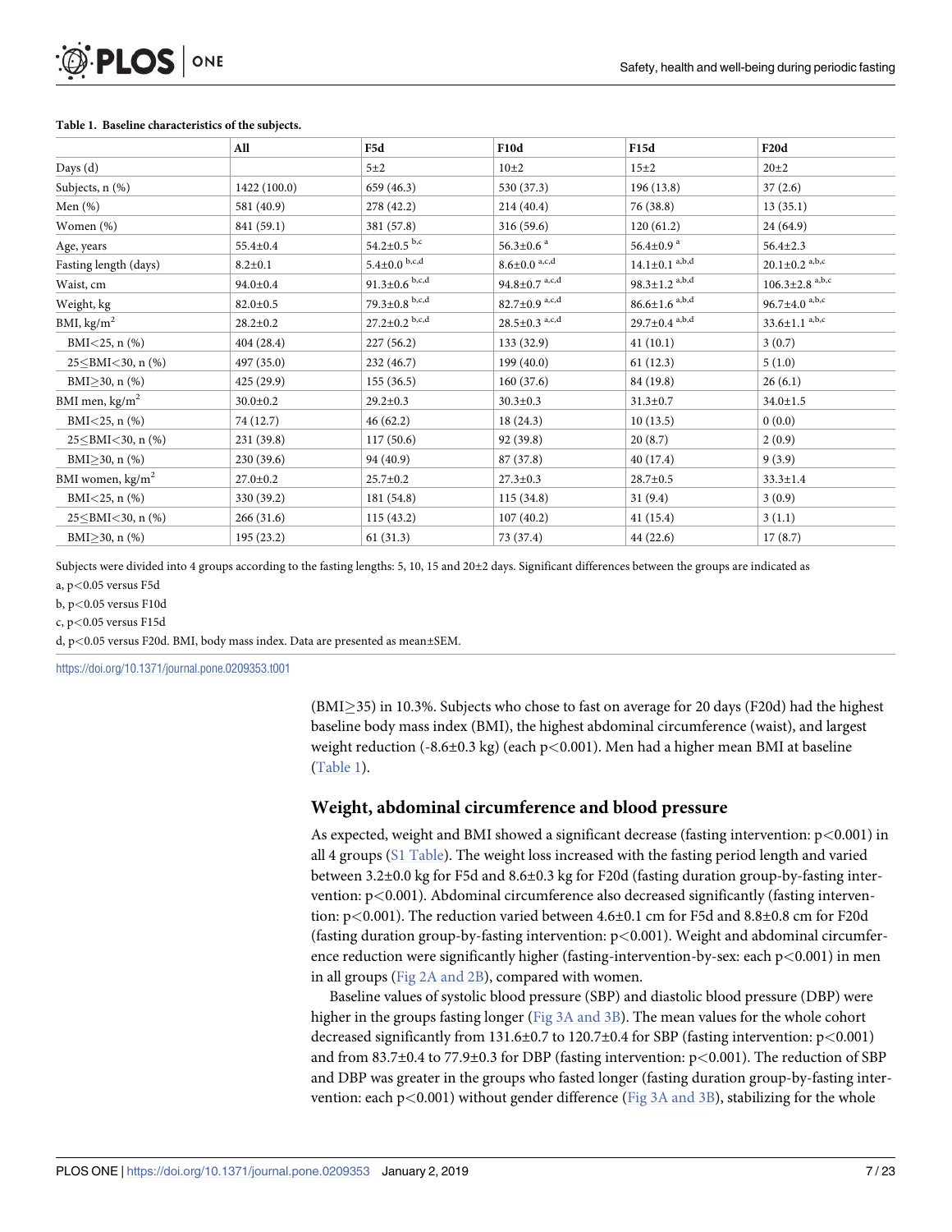**Table 1. Baseline characteristics of the subjects.**

| | All | F5d | F10d | F15d | F20d |
|---|---|---|---|---|---|
| Days (d) | | 5±2 | 10±2 | 15±2 | 20±2 |
| Subjects, n (%) | 1422 (100.0) | 659 (46.3) | 530 (37.3) | 196 (13.8) | 37 (2.6) |
| Men (%) | 581 (40.9) | 278 (42.2) | 214 (40.4) | 76 (38.8) | 13 (35.1) |
| Women (%) | 841 (59.1) | 381 (57.8) | 316 (59.6) | 120 (61.2) | 24 (64.9) |
| Age, years | 55.4±0.4 | 54.2±0.5 [b,c] | 56.3±0.6 [a] | 56.4±0.9 [a] | 56.4±2.3 |
| Fasting length (days) | 8.2±0.1 | 5.4±0.0 [b,c,d] | 8.6±0.0 [a,c,d] | 14.1±0.1 [a,b,d] | 20.1±0.2 [a,b,c] |
| Waist, cm | 94.0±0.4 | 91.3±0.6 [b,c,d] | 94.8±0.7 [a,c,d] | 98.3±1.2 [a,b,d] | 106.3±2.8 [a,b,c] |
| Weight, kg | 82.0±0.5 | 79.3±0.8 [b,c,d] | 82.7±0.9 [a,c,d] | 86.6±1.6 [a,b,d] | 96.7±4.0 [a,b,c] |
| BMI, kg/m$^2$ | 28.2±0.2 | 27.2±0.2 [b,c,d] | 28.5±0.3 [a,c,d] | 29.7±0.4 [a,b,d] | 33.6±1.1 [a,b,c] |
| BMI<25, n (%) | 404 (28.4) | 227 (56.2) | 133 (32.9) | 41 (10.1) | 3 (0.7) |
| 25≤BMI<30, n (%) | 497 (35.0) | 232 (46.7) | 199 (40.0) | 61 (12.3) | 5 (1.0) |
| BMI≥30, n (%) | 425 (29.9) | 155 (36.5) | 160 (37.6) | 84 (19.8) | 26 (6.1) |
| BMI men, kg/m$^2$ | 30.0±0.2 | 29.2±0.3 | 30.3±0.3 | 31.3±0.7 | 34.0±1.5 |
| BMI<25, n (%) | 74 (12.7) | 46 (62.2) | 18 (24.3) | 10 (13.5) | 0 (0.0) |
| 25≤BMI<30, n (%) | 231 (39.8) | 117 (50.6) | 92 (39.8) | 20 (8.7) | 2 (0.9) |
| BMI≥30, n (%) | 230 (39.6) | 94 (40.9) | 87 (37.8) | 40 (17.4) | 9 (3.9) |
| BMI women, kg/m$^2$ | 27.0±0.2 | 25.7±0.2 | 27.3±0.3 | 28.7±0.5 | 33.3±1.4 |
| BMI<25, n (%) | 330 (39.2) | 181 (54.8) | 115 (34.8) | 31 (9.4) | 3 (0.9) |
| 25≤BMI<30, n (%) | 266 (31.6) | 115 (43.2) | 107 (40.2) | 41 (15.4) | 3 (1.1) |
| BMI≥30, n (%) | 195 (23.2) | 61 (31.3) | 73 (37.4) | 44 (22.6) | 17 (8.7) |

Subjects were divided into 4 groups according to the fasting lengths: 5, 10, 15 and 20±2 days. Significant differences between the groups are indicated as

a, $p<0.05$ versus F5d

b, $p<0.05$ versus F10d

c, $p<0.05$ versus F15d

d, $p<0.05$ versus F20d. BMI, body mass index. Data are presented as mean±SEM.

https://doi.org/10.1371/journal.pone.0209353.t001

(BMI≥35) in 10.3%. Subjects who chose to fast on average for 20 days (F20d) had the highest baseline body mass index (BMI), the highest abdominal circumference (waist), and largest weight reduction (-8.6±0.3 kg) (each $p<0.001$). Men had a higher mean BMI at baseline (Table 1).

## Weight, abdominal circumference and blood pressure

As expected, weight and BMI showed a significant decrease (fasting intervention: $p<0.001$) in all 4 groups (S1 Table). The weight loss increased with the fasting period length and varied between 3.2±0.0 kg for F5d and 8.6±0.3 kg for F20d (fasting duration group-by-fasting intervention: $p<0.001$). Abdominal circumference also decreased significantly (fasting intervention: $p<0.001$). The reduction varied between 4.6±0.1 cm for F5d and 8.8±0.8 cm for F20d (fasting duration group-by-fasting intervention: $p<0.001$). Weight and abdominal circumference reduction were significantly higher (fasting-intervention-by-sex: each $p<0.001$) in men in all groups (Fig 2A and 2B), compared with women.

Baseline values of systolic blood pressure (SBP) and diastolic blood pressure (DBP) were higher in the groups fasting longer (Fig 3A and 3B). The mean values for the whole cohort decreased significantly from 131.6±0.7 to 120.7±0.4 for SBP (fasting intervention: $p<0.001$) and from 83.7±0.4 to 77.9±0.3 for DBP (fasting intervention: $p<0.001$). The reduction of SBP and DBP was greater in the groups who fasted longer (fasting duration group-by-fasting intervention: each $p<0.001$) without gender difference (Fig 3A and 3B), stabilizing for the whole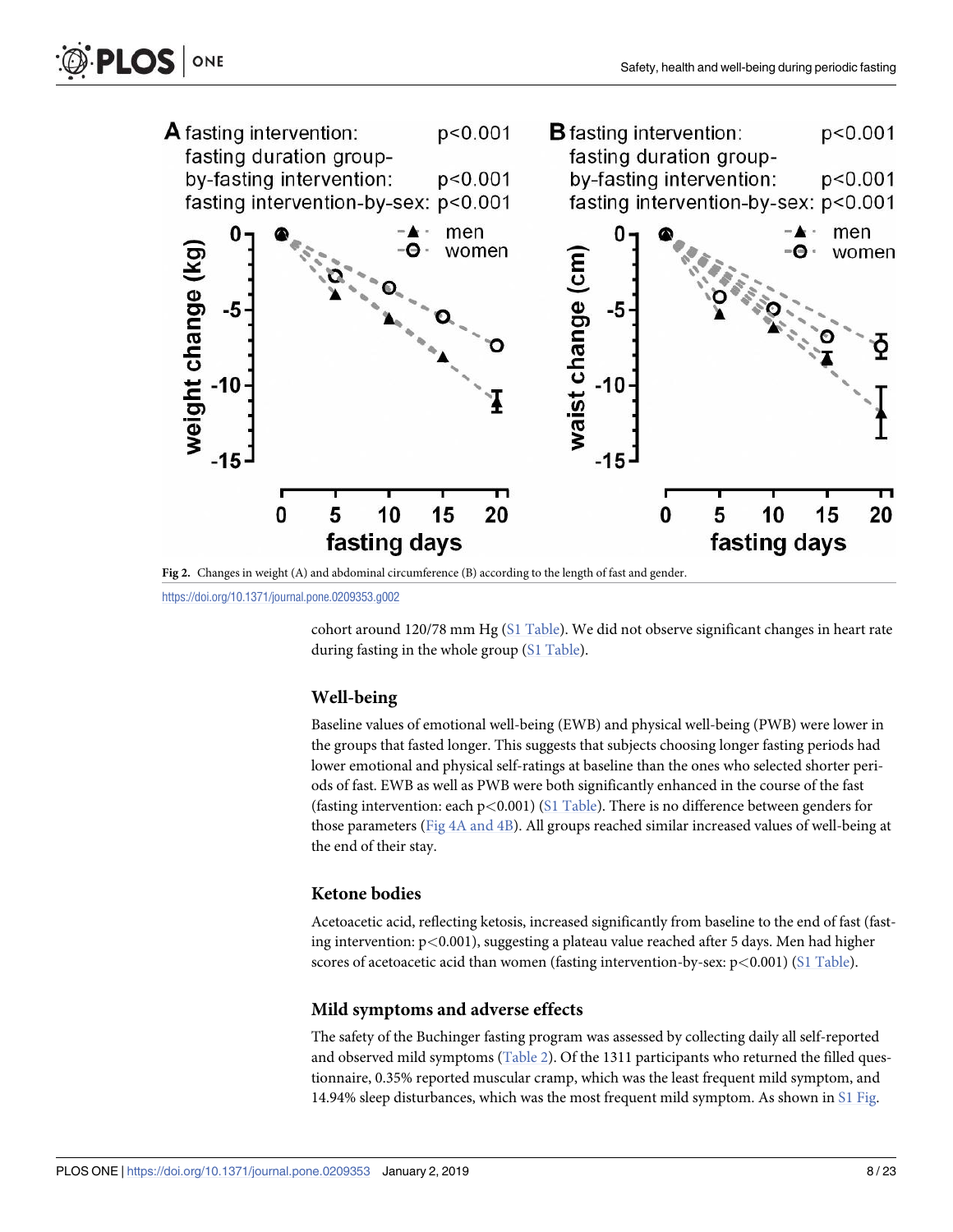Fig 2. Changes in weight (A) and abdominal circumference (B) according to the length of fast and gender.

https://doi.org/10.1371/journal.pone.0209353.g002

cohort around 120/78 mm Hg (S1 Table). We did not observe significant changes in heart rate during fasting in the whole group (S1 Table).

### Well-being

Baseline values of emotional well-being (EWB) and physical well-being (PWB) were lower in the groups that fasted longer. This suggests that subjects choosing longer fasting periods had lower emotional and physical self-ratings at baseline than the ones who selected shorter periods of fast. EWB as well as PWB were both significantly enhanced in the course of the fast (fasting intervention: each $p<0.001$) (S1 Table). There is no difference between genders for those parameters (Fig 4A and 4B). All groups reached similar increased values of well-being at the end of their stay.

### Ketone bodies

Acetoacetic acid, reflecting ketosis, increased significantly from baseline to the end of fast (fasting intervention: $p<0.001$), suggesting a plateau value reached after 5 days. Men had higher scores of acetoacetic acid than women (fasting intervention-by-sex: $p<0.001$) (S1 Table).

### Mild symptoms and adverse effects

The safety of the Buchinger fasting program was assessed by collecting daily all self-reported and observed mild symptoms (Table 2). Of the 1311 participants who returned the filled questionnaire, 0.35% reported muscular cramp, which was the least frequent mild symptom, and 14.94% sleep disturbances, which was the most frequent mild symptom. As shown in S1 Fig.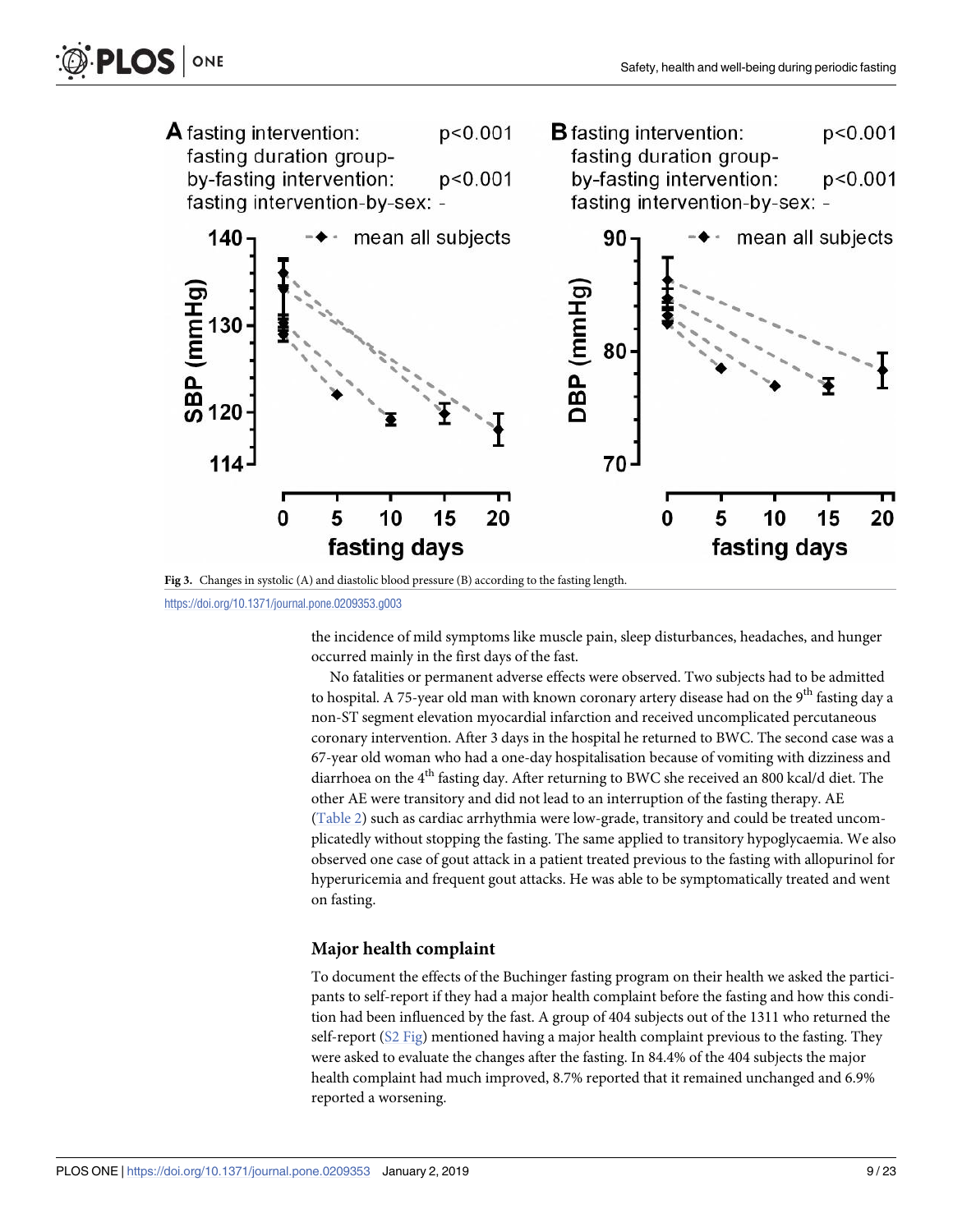Fig 3. Changes in systolic (A) and diastolic blood pressure (B) according to the fasting length.

https://doi.org/10.1371/journal.pone.0209353.g003

the incidence of mild symptoms like muscle pain, sleep disturbances, headaches, and hunger occurred mainly in the first days of the fast.

No fatalities or permanent adverse effects were observed. Two subjects had to be admitted to hospital. A 75-year old man with known coronary artery disease had on the 9th fasting day a non-ST segment elevation myocardial infarction and received uncomplicated percutaneous coronary intervention. After 3 days in the hospital he returned to BWC. The second case was a 67-year old woman who had a one-day hospitalisation because of vomiting with dizziness and diarrhoea on the 4th fasting day. After returning to BWC she received an 800 kcal/d diet. The other AE were transitory and did not lead to an interruption of the fasting therapy. AE (Table 2) such as cardiac arrhythmia were low-grade, transitory and could be treated uncomplicatedly without stopping the fasting. The same applied to transitory hypoglycaemia. We also observed one case of gout attack in a patient treated previous to the fasting with allopurinol for hyperuricemia and frequent gout attacks. He was able to be symptomatically treated and went on fasting.

### Major health complaint

To document the effects of the Buchinger fasting program on their health we asked the participants to self-report if they had a major health complaint before the fasting and how this condition had been influenced by the fast. A group of 404 subjects out of the 1311 who returned the self-report (S2 Fig) mentioned having a major health complaint previous to the fasting. They were asked to evaluate the changes after the fasting. In 84.4% of the 404 subjects the major health complaint had much improved, 8.7% reported that it remained unchanged and 6.9% reported a worsening.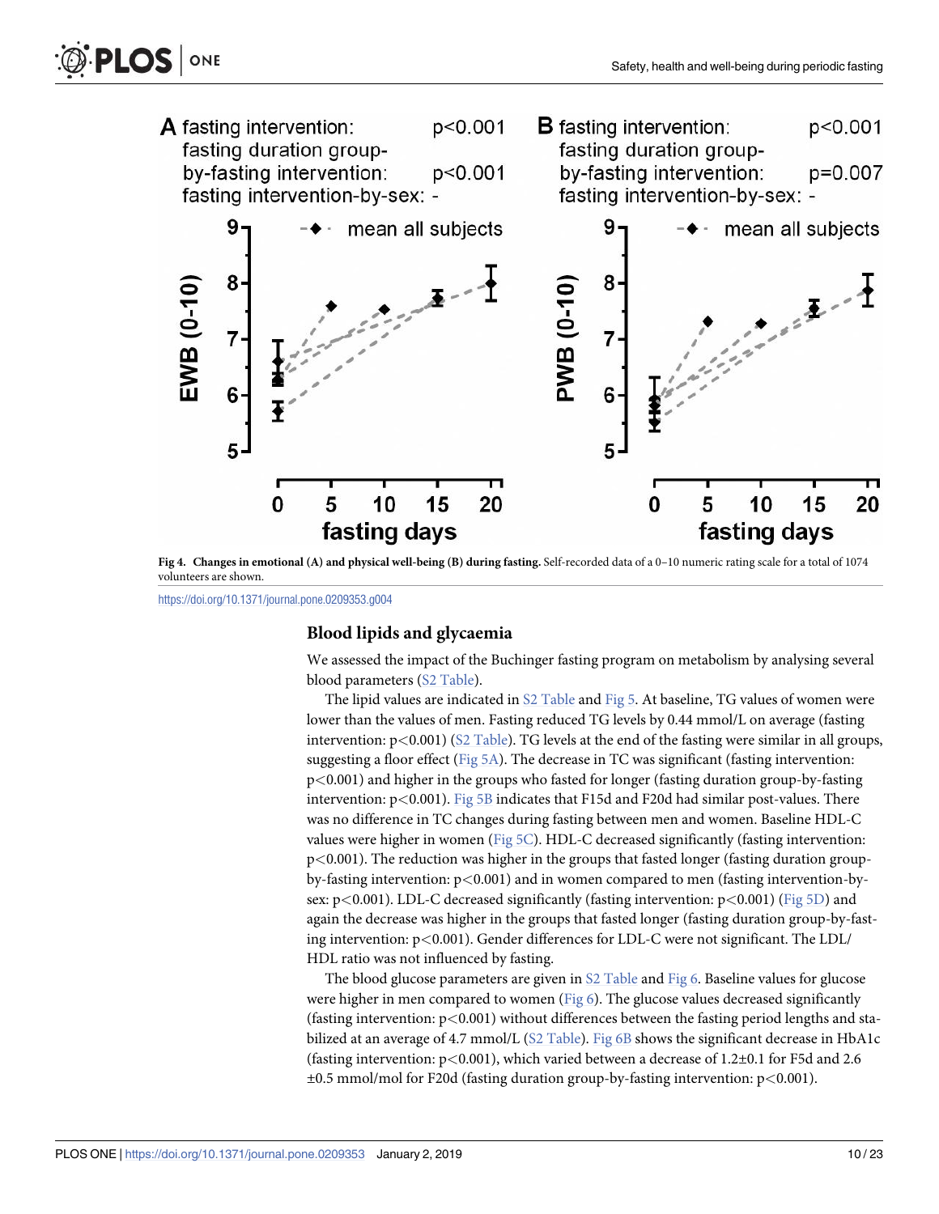Fig 4. **Changes in emotional (A) and physical well-being (B) during fasting.** Self-recorded data of a 0–10 numeric rating scale for a total of 1074 volunteers are shown.

https://doi.org/10.1371/journal.pone.0209353.g004

## Blood lipids and glycaemia

We assessed the impact of the Buchinger fasting program on metabolism by analysing several blood parameters (S2 Table).

The lipid values are indicated in S2 Table and Fig 5. At baseline, TG values of women were lower than the values of men. Fasting reduced TG levels by 0.44 mmol/L on average (fasting intervention: $p<0.001$) (S2 Table). TG levels at the end of the fasting were similar in all groups, suggesting a floor effect (Fig 5A). The decrease in TC was significant (fasting intervention: $p<0.001$) and higher in the groups who fasted for longer (fasting duration group-by-fasting intervention: $p<0.001$). Fig 5B indicates that F15d and F20d had similar post-values. There was no difference in TC changes during fasting between men and women. Baseline HDL-C values were higher in women (Fig 5C). HDL-C decreased significantly (fasting intervention: $p<0.001$). The reduction was higher in the groups that fasted longer (fasting duration group-by-fasting intervention: $p<0.001$) and in women compared to men (fasting intervention-by-sex: $p<0.001$). LDL-C decreased significantly (fasting intervention: $p<0.001$) (Fig 5D) and again the decrease was higher in the groups that fasted longer (fasting duration group-by-fasting intervention: $p<0.001$). Gender differences for LDL-C were not significant. The LDL/HDL ratio was not influenced by fasting.

The blood glucose parameters are given in S2 Table and Fig 6. Baseline values for glucose were higher in men compared to women (Fig 6). The glucose values decreased significantly (fasting intervention: $p<0.001$) without differences between the fasting period lengths and stabilized at an average of 4.7 mmol/L (S2 Table). Fig 6B shows the significant decrease in HbA1c (fasting intervention: $p<0.001$), which varied between a decrease of $1.2\pm0.1$ for F5d and $2.6\pm0.5$ mmol/mol for F20d (fasting duration group-by-fasting intervention: $p<0.001$).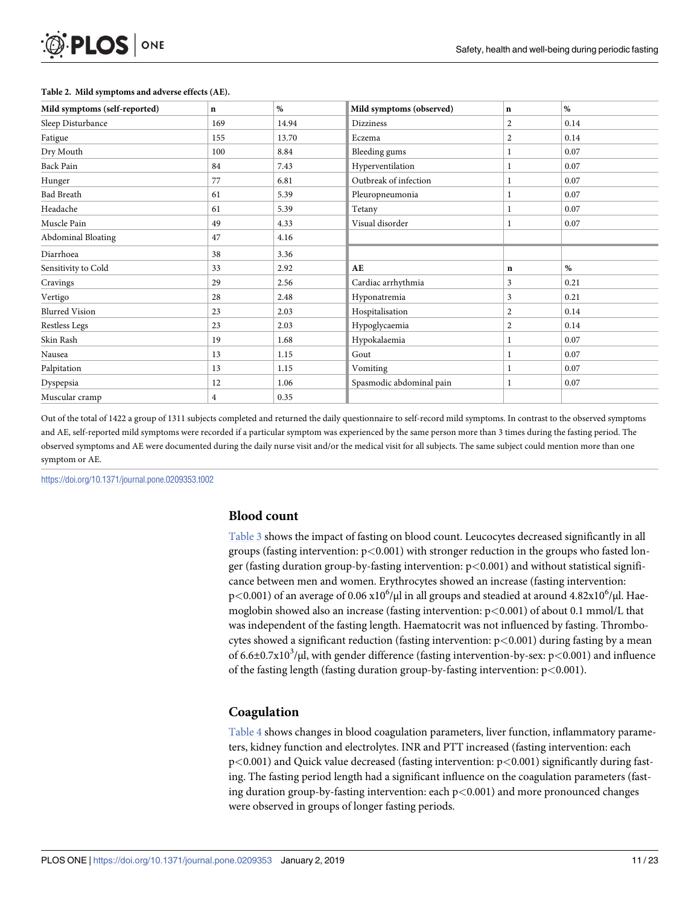**Table 2. Mild symptoms and adverse effects (AE).**

| Mild symptoms (self-reported) | n | % | Mild symptoms (observed) | n | % |
|---|---|---|---|---|---|
| Sleep Disturbance | 169 | 14.94 | Dizziness | 2 | 0.14 |
| Fatigue | 155 | 13.70 | Eczema | 2 | 0.14 |
| Dry Mouth | 100 | 8.84 | Bleeding gums | 1 | 0.07 |
| Back Pain | 84 | 7.43 | Hyperventilation | 1 | 0.07 |
| Hunger | 77 | 6.81 | Outbreak of infection | 1 | 0.07 |
| Bad Breath | 61 | 5.39 | Pleuropneumonia | 1 | 0.07 |
| Headache | 61 | 5.39 | Tetany | 1 | 0.07 |
| Muscle Pain | 49 | 4.33 | Visual disorder | 1 | 0.07 |
| Abdominal Bloating | 47 | 4.16 | | | |
| Diarrhoea | 38 | 3.36 | | | |
| Sensitivity to Cold | 33 | 2.92 | **AE** | **n** | **%** |
| Cravings | 29 | 2.56 | Cardiac arrhythmia | 3 | 0.21 |
| Vertigo | 28 | 2.48 | Hyponatremia | 3 | 0.21 |
| Blurred Vision | 23 | 2.03 | Hospitalisation | 2 | 0.14 |
| Restless Legs | 23 | 2.03 | Hypoglycaemia | 2 | 0.14 |
| Skin Rash | 19 | 1.68 | Hypokalaemia | 1 | 0.07 |
| Nausea | 13 | 1.15 | Gout | 1 | 0.07 |
| Palpitation | 13 | 1.15 | Vomiting | 1 | 0.07 |
| Dyspepsia | 12 | 1.06 | Spasmodic abdominal pain | 1 | 0.07 |
| Muscular cramp | 4 | 0.35 | | | |

Out of the total of 1422 a group of 1311 subjects completed and returned the daily questionnaire to self-record mild symptoms. In contrast to the observed symptoms and AE, self-reported mild symptoms were recorded if a particular symptom was experienced by the same person more than 3 times during the fasting period. The observed symptoms and AE were documented during the daily nurse visit and/or the medical visit for all subjects. The same subject could mention more than one symptom or AE.

https://doi.org/10.1371/journal.pone.0209353.t002

## Blood count

Table 3 shows the impact of fasting on blood count. Leucocytes decreased significantly in all groups (fasting intervention: $p<0.001$) with stronger reduction in the groups who fasted longer (fasting duration group-by-fasting intervention: $p<0.001$) and without statistical significance between men and women. Erythrocytes showed an increase (fasting intervention: $p<0.001$) of an average of 0.06 $x10^6$/μl in all groups and steadied at around 4.82$x10^6$/μl. Haemoglobin showed also an increase (fasting intervention: $p<0.001$) of about 0.1 mmol/L that was independent of the fasting length. Haematocrit was not influenced by fasting. Thrombocytes showed a significant reduction (fasting intervention: $p<0.001$) during fasting by a mean of 6.6±0.7$x10^3$/μl, with gender difference (fasting intervention-by-sex: $p<0.001$) and influence of the fasting length (fasting duration group-by-fasting intervention: $p<0.001$).

## Coagulation

Table 4 shows changes in blood coagulation parameters, liver function, inflammatory parameters, kidney function and electrolytes. INR and PTT increased (fasting intervention: each $p<0.001$) and Quick value decreased (fasting intervention: $p<0.001$) significantly during fasting. The fasting period length had a significant influence on the coagulation parameters (fasting duration group-by-fasting intervention: each $p<0.001$) and more pronounced changes were observed in groups of longer fasting periods.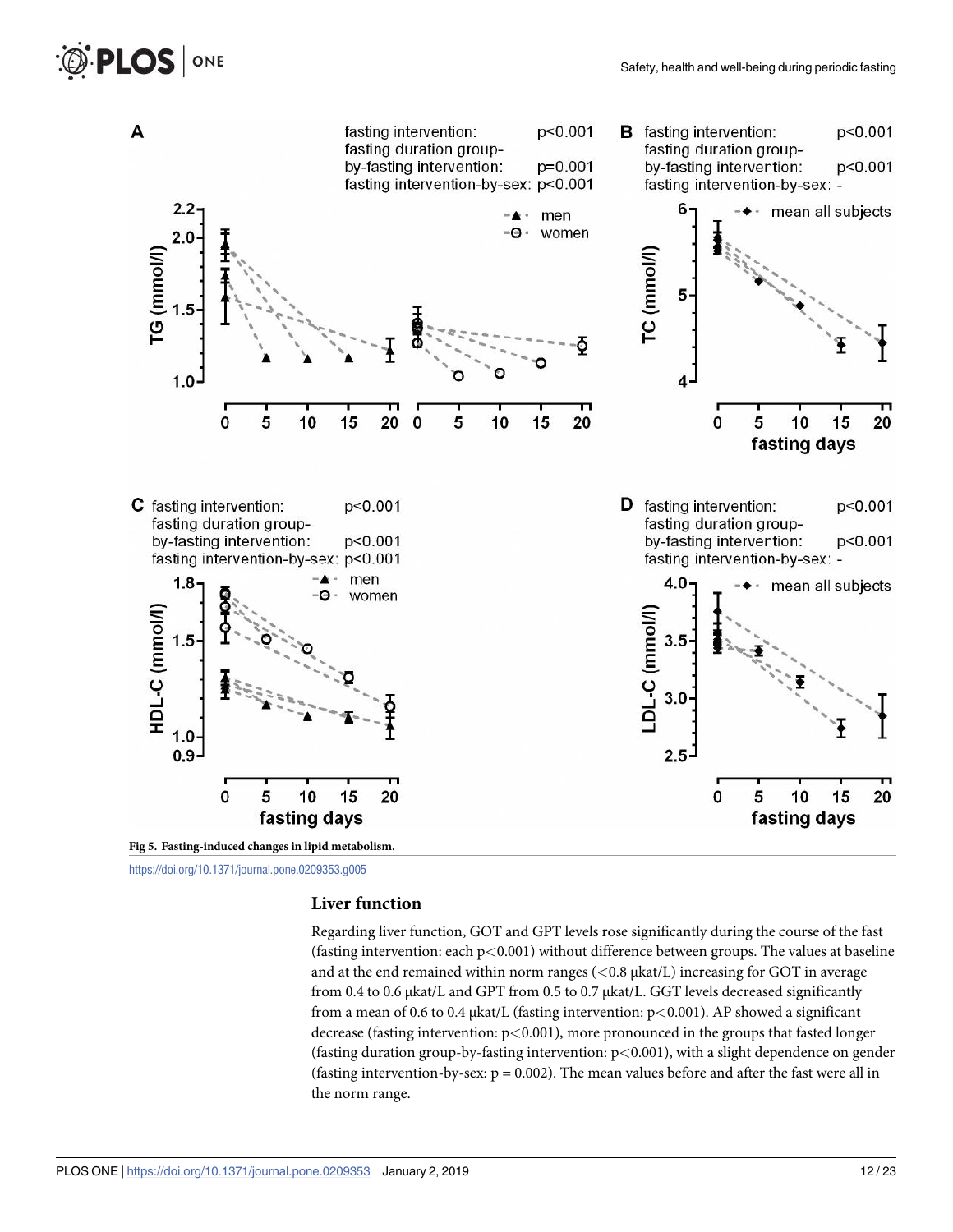Fig 5. Fasting-induced changes in lipid metabolism.

https://doi.org/10.1371/journal.pone.0209353.g005

### Liver function

Regarding liver function, GOT and GPT levels rose significantly during the course of the fast (fasting intervention: each $p<0.001$) without difference between groups. The values at baseline and at the end remained within norm ranges (<0.8 µkat/L) increasing for GOT in average from 0.4 to 0.6 µkat/L and GPT from 0.5 to 0.7 µkat/L. GGT levels decreased significantly from a mean of 0.6 to 0.4 µkat/L (fasting intervention: $p<0.001$). AP showed a significant decrease (fasting intervention: $p<0.001$), more pronounced in the groups that fasted longer (fasting duration group-by-fasting intervention: $p<0.001$), with a slight dependence on gender (fasting intervention-by-sex: $p = 0.002$). The mean values before and after the fast were all in the norm range.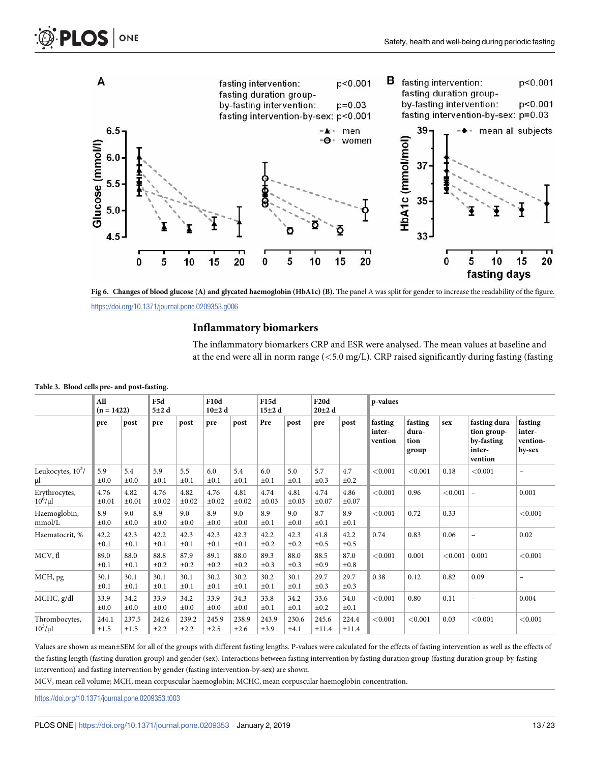Fig 6. **Changes of blood glucose (A) and glycated haemoglobin (HbA1c) (B).** The panel A was split for gender to increase the readability of the figure.

https://doi.org/10.1371/journal.pone.0209353.g006

## Inflammatory biomarkers

The inflammatory biomarkers CRP and ESR were analysed. The mean values at baseline and at the end were all in norm range (<5.0 mg/L). CRP raised significantly during fasting (fasting

**Table 3. Blood cells pre- and post-fasting.**

| | All (n = 1422) | | F5d 5±2 d | | F10d 10±2 d | | F15d 15±2 d | | F20d 20±2 d | | p-values | | | | |
|---|---|---|---|---|---|---|---|---|---|---|---|---|---|---|---|
| | pre | post | pre | post | pre | post | Pre | post | pre | post | fasting inter-vention | fasting dura-tion group | sex | fasting dura-tion group-by-fasting inter-vention | fasting inter-vention-by-sex |
| Leukocytes, $10^3/\mu l$ | 5.9 ±0.0 | 5.4 ±0.0 | 5.9 ±0.1 | 5.5 ±0.1 | 6.0 ±0.1 | 5.4 ±0.1 | 6.0 ±0.1 | 5.0 ±0.1 | 5.7 ±0.3 | 4.7 ±0.2 | <0.001 | <0.001 | 0.18 | <0.001 | – |
| Erythrocytes, $10^6/\mu l$ | 4.76 ±0.01 | 4.82 ±0.01 | 4.76 ±0.02 | 4.82 ±0.02 | 4.76 ±0.02 | 4.81 ±0.02 | 4.74 ±0.03 | 4.81 ±0.03 | 4.74 ±0.07 | 4.86 ±0.07 | <0.001 | 0.96 | <0.001 | – | 0.001 |
| Haemoglobin, mmol/L | 8.9 ±0.0 | 9.0 ±0.0 | 8.9 ±0.0 | 9.0 ±0.0 | 8.9 ±0.0 | 9.0 ±0.0 | 8.9 ±0.1 | 9.0 ±0.0 | 8.7 ±0.1 | 8.9 ±0.1 | <0.001 | 0.72 | 0.33 | – | <0.001 |
| Haematocrit, % | 42.2 ±0.1 | 42.3 ±0.1 | 42.2 ±0.1 | 42.3 ±0.1 | 42.3 ±0.1 | 42.3 ±0.1 | 42.2 ±0.2 | 42.3 ±0.2 | 41.8 ±0.5 | 42.2 ±0.5 | 0.74 | 0.83 | 0.06 | – | 0.02 |
| MCV, fl | 89.0 ±0.1 | 88.0 ±0.1 | 88.8 ±0.2 | 87.9 ±0.2 | 89.1 ±0.2 | 88.0 ±0.2 | 89.3 ±0.3 | 88.0 ±0.3 | 88.5 ±0.9 | 87.0 ±0.8 | <0.001 | 0.001 | <0.001 | 0.001 | <0.001 |
| MCH, pg | 30.1 ±0.1 | 30.1 ±0.1 | 30.1 ±0.1 | 30.1 ±0.1 | 30.2 ±0.1 | 30.2 ±0.1 | 30.2 ±0.1 | 30.1 ±0.1 | 29.7 ±0.3 | 29.7 ±0.3 | 0.38 | 0.12 | 0.82 | 0.09 | – |
| MCHC, g/dl | 33.9 ±0.0 | 34.2 ±0.0 | 33.9 ±0.0 | 34.2 ±0.0 | 33.9 ±0.0 | 34.3 ±0.0 | 33.8 ±0.1 | 34.2 ±0.1 | 33.6 ±0.2 | 34.0 ±0.1 | <0.001 | 0.80 | 0.11 | – | 0.004 |
| Thrombocytes, $10^3/\mu l$ | 244.1 ±1.5 | 237.5 ±1.5 | 242.6 ±2.2 | 239.2 ±2.2 | 245.9 ±2.5 | 238.9 ±2.6 | 243.9 ±3.9 | 230.6 ±4.1 | 245.6 ±11.4 | 224.4 ±11.4 | <0.001 | <0.001 | 0.03 | <0.001 | <0.001 |

Values are shown as mean±SEM for all of the groups with different fasting lengths. P-values were calculated for the effects of fasting intervention as well as the effects of the fasting length (fasting duration group) and gender (sex). Interactions between fasting intervention by fasting duration group (fasting duration group-by-fasting intervention) and fasting intervention by gender (fasting intervention-by-sex) are shown.

MCV, mean cell volume; MCH, mean corpuscular haemoglobin; MCHC, mean corpuscular haemoglobin concentration.

https://doi.org/10.1371/journal.pone.0209353.t003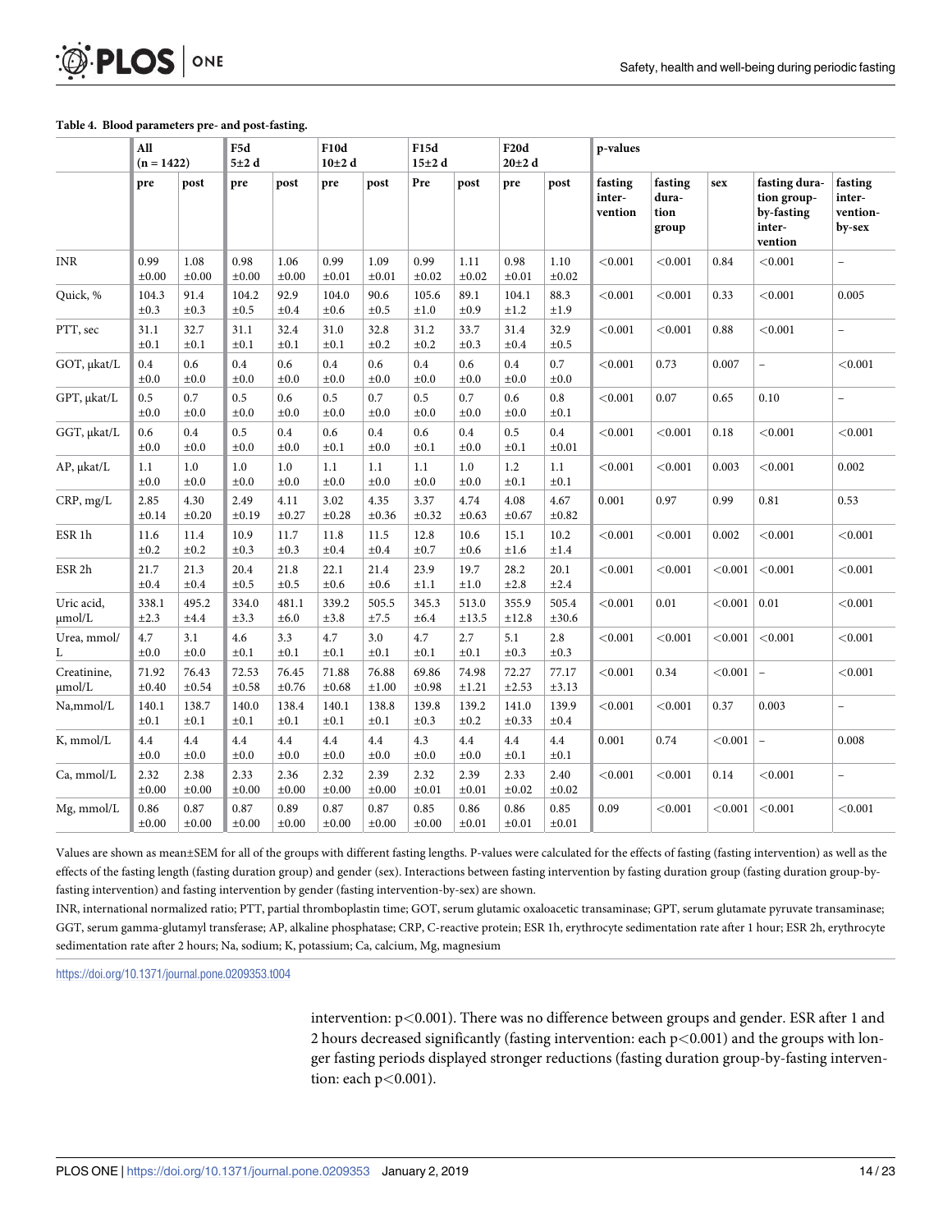**Table 4. Blood parameters pre- and post-fasting.**

| | All (n = 1422) | | F5d 5±2 d | | F10d 10±2 d | | F15d 15±2 d | | F20d 20±2 d | | p-values | | | | |
|---|---|---|---|---|---|---|---|---|---|---|---|---|---|---|---|
| | pre | post | pre | post | pre | post | Pre | post | pre | post | fasting intervention | fasting duration group | sex | fasting duration group-by-fasting intervention | fasting intervention-by-sex |
| INR | 0.99 ±0.00 | 1.08 ±0.00 | 0.98 ±0.00 | 1.06 ±0.00 | 0.99 ±0.01 | 1.09 ±0.01 | 0.99 ±0.02 | 1.11 ±0.02 | 0.98 ±0.01 | 1.10 ±0.02 | <0.001 | <0.001 | 0.84 | <0.001 | – |
| Quick, % | 104.3 ±0.3 | 91.4 ±0.3 | 104.2 ±0.5 | 92.9 ±0.4 | 104.0 ±0.6 | 90.6 ±0.5 | 105.6 ±1.0 | 89.1 ±0.9 | 104.1 ±1.2 | 88.3 ±1.9 | <0.001 | <0.001 | 0.33 | <0.001 | 0.005 |
| PTT, sec | 31.1 ±0.1 | 32.7 ±0.1 | 31.1 ±0.1 | 32.4 ±0.1 | 31.0 ±0.1 | 32.8 ±0.2 | 31.2 ±0.2 | 33.7 ±0.3 | 31.4 ±0.4 | 32.9 ±0.5 | <0.001 | <0.001 | 0.88 | <0.001 | – |
| GOT, µkat/L | 0.4 ±0.0 | 0.6 ±0.0 | 0.4 ±0.0 | 0.6 ±0.0 | 0.4 ±0.0 | 0.6 ±0.0 | 0.4 ±0.0 | 0.6 ±0.0 | 0.4 ±0.0 | 0.7 ±0.0 | <0.001 | 0.73 | 0.007 | – | <0.001 |
| GPT, µkat/L | 0.5 ±0.0 | 0.7 ±0.0 | 0.5 ±0.0 | 0.6 ±0.0 | 0.5 ±0.0 | 0.7 ±0.0 | 0.5 ±0.0 | 0.7 ±0.0 | 0.6 ±0.0 | 0.8 ±0.1 | <0.001 | 0.07 | 0.65 | 0.10 | – |
| GGT, µkat/L | 0.6 ±0.0 | 0.4 ±0.0 | 0.5 ±0.0 | 0.4 ±0.0 | 0.6 ±0.1 | 0.4 ±0.0 | 0.6 ±0.1 | 0.4 ±0.0 | 0.5 ±0.1 | 0.4 ±0.01 | <0.001 | <0.001 | 0.18 | <0.001 | <0.001 |
| AP, µkat/L | 1.1 ±0.0 | 1.0 ±0.0 | 1.0 ±0.0 | 1.0 ±0.0 | 1.1 ±0.0 | 1.1 ±0.0 | 1.1 ±0.0 | 1.0 ±0.0 | 1.2 ±0.1 | 1.1 ±0.1 | <0.001 | <0.001 | 0.003 | <0.001 | 0.002 |
| CRP, mg/L | 2.85 ±0.14 | 4.30 ±0.20 | 2.49 ±0.19 | 4.11 ±0.27 | 3.02 ±0.28 | 4.35 ±0.36 | 3.37 ±0.32 | 4.74 ±0.63 | 4.08 ±0.67 | 4.67 ±0.82 | 0.001 | 0.97 | 0.99 | 0.81 | 0.53 |
| ESR 1h | 11.6 ±0.2 | 11.4 ±0.2 | 10.9 ±0.3 | 11.7 ±0.3 | 11.8 ±0.4 | 11.5 ±0.4 | 12.8 ±0.7 | 10.6 ±0.6 | 15.1 ±1.6 | 10.2 ±1.4 | <0.001 | <0.001 | 0.002 | <0.001 | <0.001 |
| ESR 2h | 21.7 ±0.4 | 21.3 ±0.4 | 20.4 ±0.5 | 21.8 ±0.5 | 22.1 ±0.6 | 21.4 ±0.6 | 23.9 ±1.1 | 19.7 ±1.0 | 28.2 ±2.8 | 20.1 ±2.4 | <0.001 | <0.001 | <0.001 | <0.001 | <0.001 |
| Uric acid, µmol/L | 338.1 ±2.3 | 495.2 ±4.4 | 334.0 ±3.3 | 481.1 ±6.0 | 339.2 ±3.8 | 505.5 ±7.5 | 345.3 ±6.4 | 513.0 ±13.5 | 355.9 ±12.8 | 505.4 ±30.6 | <0.001 | 0.01 | <0.001 | 0.01 | <0.001 |
| Urea, mmol/L | 4.7 ±0.0 | 3.1 ±0.0 | 4.6 ±0.1 | 3.3 ±0.1 | 4.7 ±0.1 | 3.0 ±0.1 | 4.7 ±0.1 | 2.7 ±0.1 | 5.1 ±0.3 | 2.8 ±0.3 | <0.001 | <0.001 | <0.001 | <0.001 | <0.001 |
| Creatinine, µmol/L | 71.92 ±0.40 | 76.43 ±0.54 | 72.53 ±0.58 | 76.45 ±0.76 | 71.88 ±0.68 | 76.88 ±1.00 | 69.86 ±0.98 | 74.98 ±1.21 | 72.27 ±2.53 | 77.17 ±3.13 | <0.001 | 0.34 | <0.001 | – | <0.001 |
| Na,mmol/L | 140.1 ±0.1 | 138.7 ±0.1 | 140.0 ±0.1 | 138.4 ±0.1 | 140.1 ±0.1 | 138.8 ±0.1 | 139.8 ±0.3 | 139.2 ±0.2 | 141.0 ±0.33 | 139.9 ±0.4 | <0.001 | <0.001 | 0.37 | 0.003 | – |
| K, mmol/L | 4.4 ±0.0 | 4.4 ±0.0 | 4.4 ±0.0 | 4.4 ±0.0 | 4.4 ±0.0 | 4.4 ±0.0 | 4.3 ±0.0 | 4.4 ±0.0 | 4.4 ±0.1 | 4.4 ±0.1 | 0.001 | 0.74 | <0.001 | – | 0.008 |
| Ca, mmol/L | 2.32 ±0.00 | 2.38 ±0.00 | 2.33 ±0.00 | 2.36 ±0.00 | 2.32 ±0.00 | 2.39 ±0.00 | 2.32 ±0.01 | 2.39 ±0.01 | 2.33 ±0.02 | 2.40 ±0.02 | <0.001 | <0.001 | 0.14 | <0.001 | – |
| Mg, mmol/L | 0.86 ±0.00 | 0.87 ±0.00 | 0.87 ±0.00 | 0.89 ±0.00 | 0.87 ±0.00 | 0.87 ±0.00 | 0.85 ±0.00 | 0.86 ±0.01 | 0.86 ±0.01 | 0.85 ±0.01 | 0.09 | <0.001 | <0.001 | <0.001 | <0.001 |

Values are shown as mean±SEM for all of the groups with different fasting lengths. P-values were calculated for the effects of fasting (fasting intervention) as well as the effects of the fasting length (fasting duration group) and gender (sex). Interactions between fasting intervention by fasting duration group (fasting duration group-by-fasting intervention) and fasting intervention by gender (fasting intervention-by-sex) are shown.

INR, international normalized ratio; PTT, partial thromboplastin time; GOT, serum glutamic oxaloacetic transaminase; GPT, serum glutamate pyruvate transaminase; GGT, serum gamma-glutamyl transferase; AP, alkaline phosphatase; CRP, C-reactive protein; ESR 1h, erythrocyte sedimentation rate after 1 hour; ESR 2h, erythrocyte sedimentation rate after 2 hours; Na, sodium; K, potassium; Ca, calcium, Mg, magnesium

https://doi.org/10.1371/journal.pone.0209353.t004

intervention: $p<0.001$). There was no difference between groups and gender. ESR after 1 and 2 hours decreased significantly (fasting intervention: each $p<0.001$) and the groups with longer fasting periods displayed stronger reductions (fasting duration group-by-fasting intervention: each $p<0.001$).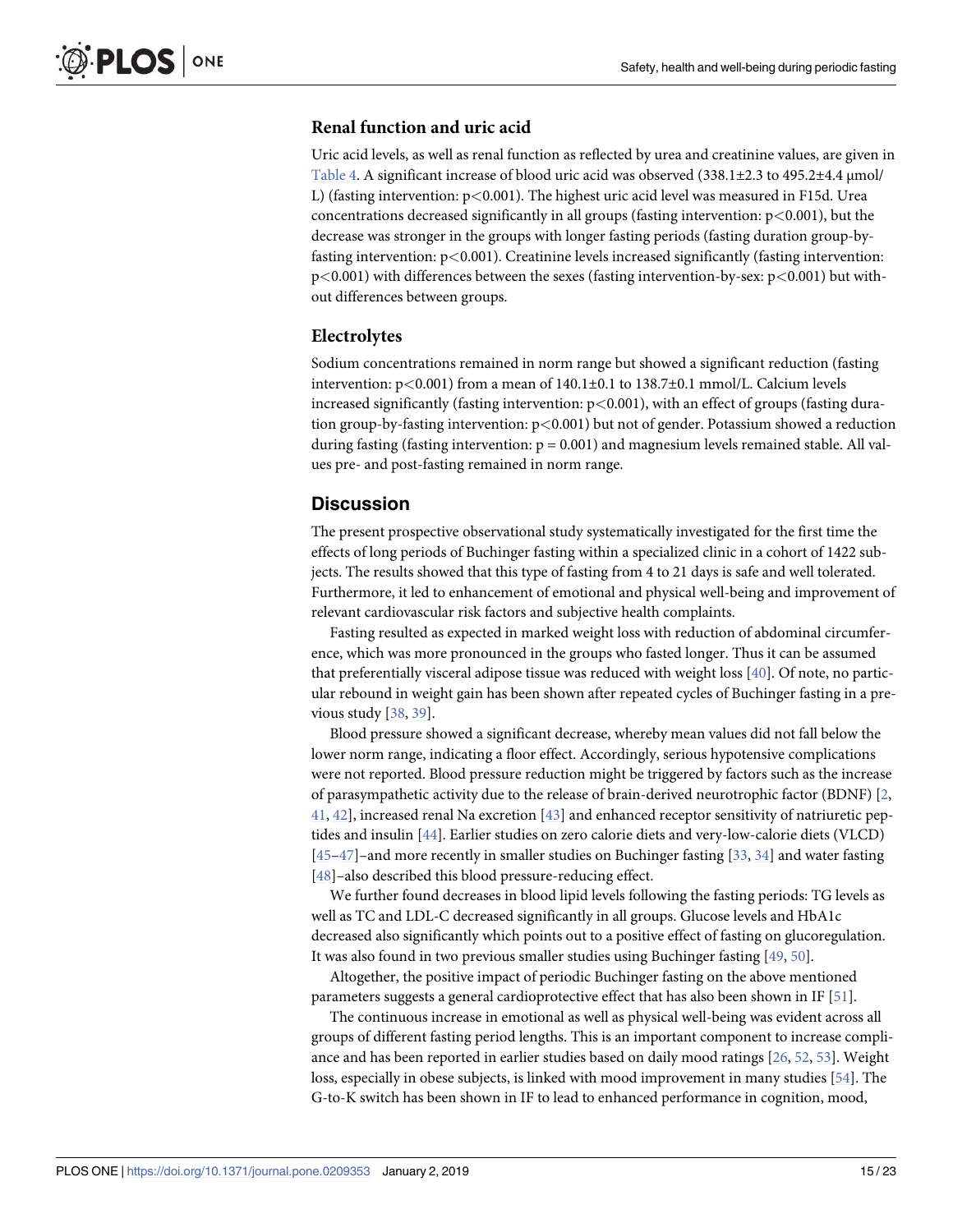### Renal function and uric acid

Uric acid levels, as well as renal function as reflected by urea and creatinine values, are given in Table 4. A significant increase of blood uric acid was observed (338.1±2.3 to 495.2±4.4 μmol/L) (fasting intervention: $p<0.001$). The highest uric acid level was measured in F15d. Urea concentrations decreased significantly in all groups (fasting intervention: $p<0.001$), but the decrease was stronger in the groups with longer fasting periods (fasting duration group-by-fasting intervention: $p<0.001$). Creatinine levels increased significantly (fasting intervention: $p<0.001$) with differences between the sexes (fasting intervention-by-sex: $p<0.001$) but without differences between groups.

### Electrolytes

Sodium concentrations remained in norm range but showed a significant reduction (fasting intervention: $p<0.001$) from a mean of 140.1±0.1 to 138.7±0.1 mmol/L. Calcium levels increased significantly (fasting intervention: $p<0.001$), with an effect of groups (fasting duration group-by-fasting intervention: $p<0.001$) but not of gender. Potassium showed a reduction during fasting (fasting intervention: $p = 0.001$) and magnesium levels remained stable. All values pre- and post-fasting remained in norm range.

## Discussion

The present prospective observational study systematically investigated for the first time the effects of long periods of Buchinger fasting within a specialized clinic in a cohort of 1422 subjects. The results showed that this type of fasting from 4 to 21 days is safe and well tolerated. Furthermore, it led to enhancement of emotional and physical well-being and improvement of relevant cardiovascular risk factors and subjective health complaints.

Fasting resulted as expected in marked weight loss with reduction of abdominal circumference, which was more pronounced in the groups who fasted longer. Thus it can be assumed that preferentially visceral adipose tissue was reduced with weight loss [40]. Of note, no particular rebound in weight gain has been shown after repeated cycles of Buchinger fasting in a previous study [38, 39].

Blood pressure showed a significant decrease, whereby mean values did not fall below the lower norm range, indicating a floor effect. Accordingly, serious hypotensive complications were not reported. Blood pressure reduction might be triggered by factors such as the increase of parasympathetic activity due to the release of brain-derived neurotrophic factor (BDNF) [2, 41, 42], increased renal Na excretion [43] and enhanced receptor sensitivity of natriuretic peptides and insulin [44]. Earlier studies on zero calorie diets and very-low-calorie diets (VLCD) [45–47]–and more recently in smaller studies on Buchinger fasting [33, 34] and water fasting [48]–also described this blood pressure-reducing effect.

We further found decreases in blood lipid levels following the fasting periods: TG levels as well as TC and LDL-C decreased significantly in all groups. Glucose levels and HbA1c decreased also significantly which points out to a positive effect of fasting on glucoregulation. It was also found in two previous smaller studies using Buchinger fasting [49, 50].

Altogether, the positive impact of periodic Buchinger fasting on the above mentioned parameters suggests a general cardioprotective effect that has also been shown in IF [51].

The continuous increase in emotional as well as physical well-being was evident across all groups of different fasting period lengths. This is an important component to increase compliance and has been reported in earlier studies based on daily mood ratings [26, 52, 53]. Weight loss, especially in obese subjects, is linked with mood improvement in many studies [54]. The G-to-K switch has been shown in IF to lead to enhanced performance in cognition, mood,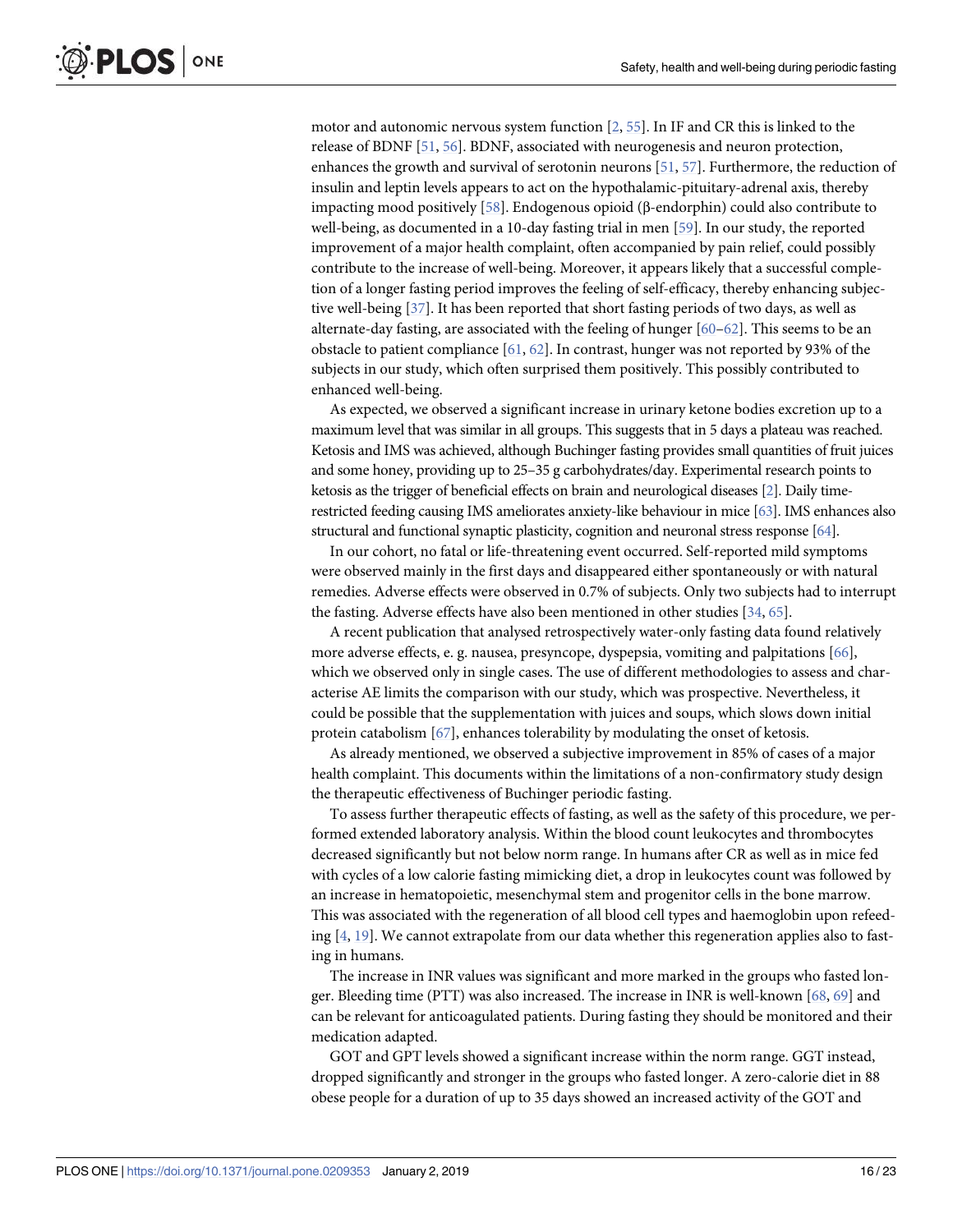motor and autonomic nervous system function [2, 55]. In IF and CR this is linked to the release of BDNF [51, 56]. BDNF, associated with neurogenesis and neuron protection, enhances the growth and survival of serotonin neurons [51, 57]. Furthermore, the reduction of insulin and leptin levels appears to act on the hypothalamic-pituitary-adrenal axis, thereby impacting mood positively [58]. Endogenous opioid (β-endorphin) could also contribute to well-being, as documented in a 10-day fasting trial in men [59]. In our study, the reported improvement of a major health complaint, often accompanied by pain relief, could possibly contribute to the increase of well-being. Moreover, it appears likely that a successful completion of a longer fasting period improves the feeling of self-efficacy, thereby enhancing subjective well-being [37]. It has been reported that short fasting periods of two days, as well as alternate-day fasting, are associated with the feeling of hunger [60–62]. This seems to be an obstacle to patient compliance [61, 62]. In contrast, hunger was not reported by 93% of the subjects in our study, which often surprised them positively. This possibly contributed to enhanced well-being.

As expected, we observed a significant increase in urinary ketone bodies excretion up to a maximum level that was similar in all groups. This suggests that in 5 days a plateau was reached. Ketosis and IMS was achieved, although Buchinger fasting provides small quantities of fruit juices and some honey, providing up to 25–35 g carbohydrates/day. Experimental research points to ketosis as the trigger of beneficial effects on brain and neurological diseases [2]. Daily time-restricted feeding causing IMS ameliorates anxiety-like behaviour in mice [63]. IMS enhances also structural and functional synaptic plasticity, cognition and neuronal stress response [64].

In our cohort, no fatal or life-threatening event occurred. Self-reported mild symptoms were observed mainly in the first days and disappeared either spontaneously or with natural remedies. Adverse effects were observed in 0.7% of subjects. Only two subjects had to interrupt the fasting. Adverse effects have also been mentioned in other studies [34, 65].

A recent publication that analysed retrospectively water-only fasting data found relatively more adverse effects, e. g. nausea, presyncope, dyspepsia, vomiting and palpitations [66], which we observed only in single cases. The use of different methodologies to assess and characterise AE limits the comparison with our study, which was prospective. Nevertheless, it could be possible that the supplementation with juices and soups, which slows down initial protein catabolism [67], enhances tolerability by modulating the onset of ketosis.

As already mentioned, we observed a subjective improvement in 85% of cases of a major health complaint. This documents within the limitations of a non-confirmatory study design the therapeutic effectiveness of Buchinger periodic fasting.

To assess further therapeutic effects of fasting, as well as the safety of this procedure, we performed extended laboratory analysis. Within the blood count leukocytes and thrombocytes decreased significantly but not below norm range. In humans after CR as well as in mice fed with cycles of a low calorie fasting mimicking diet, a drop in leukocytes count was followed by an increase in hematopoietic, mesenchymal stem and progenitor cells in the bone marrow. This was associated with the regeneration of all blood cell types and haemoglobin upon refeeding [4, 19]. We cannot extrapolate from our data whether this regeneration applies also to fasting in humans.

The increase in INR values was significant and more marked in the groups who fasted longer. Bleeding time (PTT) was also increased. The increase in INR is well-known [68, 69] and can be relevant for anticoagulated patients. During fasting they should be monitored and their medication adapted.

GOT and GPT levels showed a significant increase within the norm range. GGT instead, dropped significantly and stronger in the groups who fasted longer. A zero-calorie diet in 88 obese people for a duration of up to 35 days showed an increased activity of the GOT and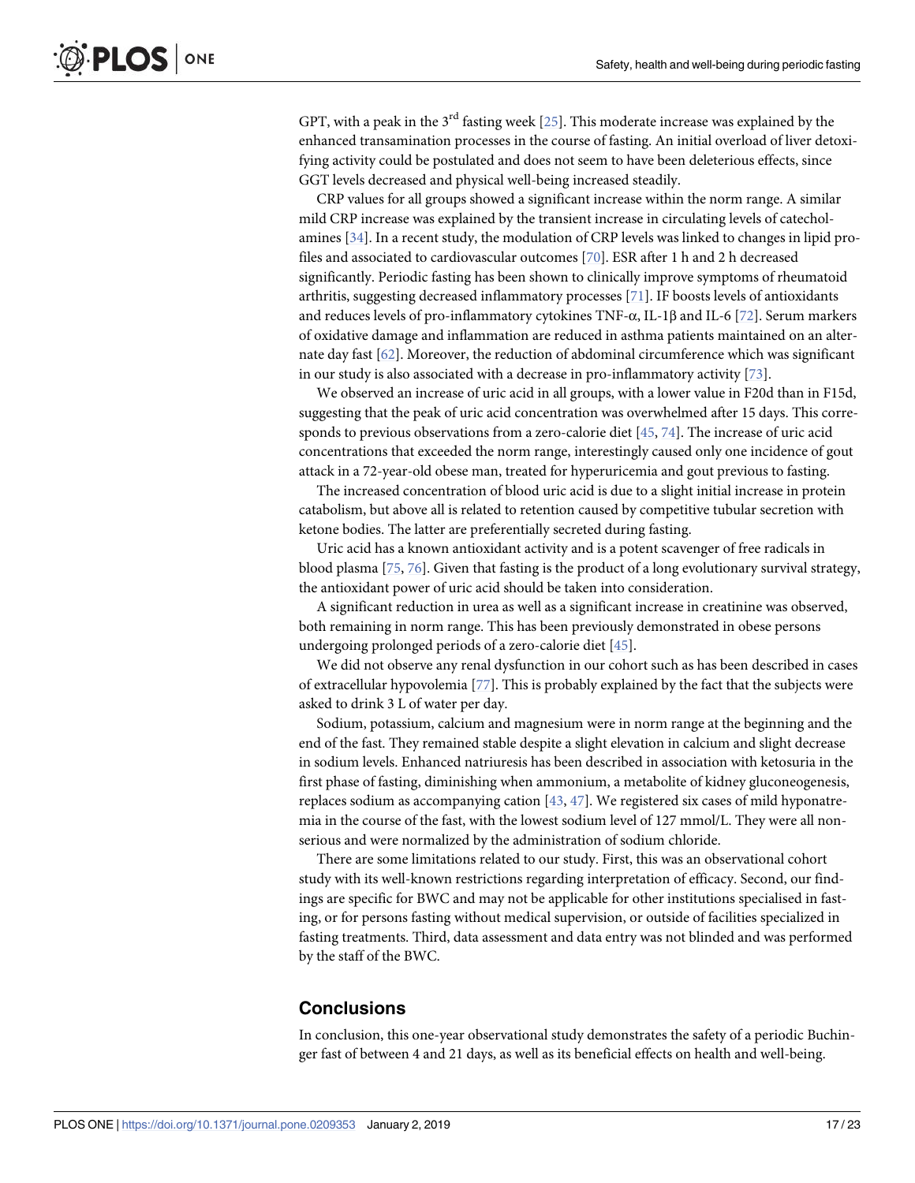GPT, with a peak in the 3rd fasting week [25]. This moderate increase was explained by the enhanced transamination processes in the course of fasting. An initial overload of liver detoxifying activity could be postulated and does not seem to have been deleterious effects, since GGT levels decreased and physical well-being increased steadily.

CRP values for all groups showed a significant increase within the norm range. A similar mild CRP increase was explained by the transient increase in circulating levels of catecholamines [34]. In a recent study, the modulation of CRP levels was linked to changes in lipid profiles and associated to cardiovascular outcomes [70]. ESR after 1 h and 2 h decreased significantly. Periodic fasting has been shown to clinically improve symptoms of rheumatoid arthritis, suggesting decreased inflammatory processes [71]. IF boosts levels of antioxidants and reduces levels of pro-inflammatory cytokines TNF-α, IL-1β and IL-6 [72]. Serum markers of oxidative damage and inflammation are reduced in asthma patients maintained on an alternate day fast [62]. Moreover, the reduction of abdominal circumference which was significant in our study is also associated with a decrease in pro-inflammatory activity [73].

We observed an increase of uric acid in all groups, with a lower value in F20d than in F15d, suggesting that the peak of uric acid concentration was overwhelmed after 15 days. This corresponds to previous observations from a zero-calorie diet [45, 74]. The increase of uric acid concentrations that exceeded the norm range, interestingly caused only one incidence of gout attack in a 72-year-old obese man, treated for hyperuricemia and gout previous to fasting.

The increased concentration of blood uric acid is due to a slight initial increase in protein catabolism, but above all is related to retention caused by competitive tubular secretion with ketone bodies. The latter are preferentially secreted during fasting.

Uric acid has a known antioxidant activity and is a potent scavenger of free radicals in blood plasma [75, 76]. Given that fasting is the product of a long evolutionary survival strategy, the antioxidant power of uric acid should be taken into consideration.

A significant reduction in urea as well as a significant increase in creatinine was observed, both remaining in norm range. This has been previously demonstrated in obese persons undergoing prolonged periods of a zero-calorie diet [45].

We did not observe any renal dysfunction in our cohort such as has been described in cases of extracellular hypovolemia [77]. This is probably explained by the fact that the subjects were asked to drink 3 L of water per day.

Sodium, potassium, calcium and magnesium were in norm range at the beginning and the end of the fast. They remained stable despite a slight elevation in calcium and slight decrease in sodium levels. Enhanced natriuresis has been described in association with ketosuria in the first phase of fasting, diminishing when ammonium, a metabolite of kidney gluconeogenesis, replaces sodium as accompanying cation [43, 47]. We registered six cases of mild hyponatremia in the course of the fast, with the lowest sodium level of 127 mmol/L. They were all non-serious and were normalized by the administration of sodium chloride.

There are some limitations related to our study. First, this was an observational cohort study with its well-known restrictions regarding interpretation of efficacy. Second, our findings are specific for BWC and may not be applicable for other institutions specialised in fasting, or for persons fasting without medical supervision, or outside of facilities specialized in fasting treatments. Third, data assessment and data entry was not blinded and was performed by the staff of the BWC.

## Conclusions

In conclusion, this one-year observational study demonstrates the safety of a periodic Buchinger fast of between 4 and 21 days, as well as its beneficial effects on health and well-being.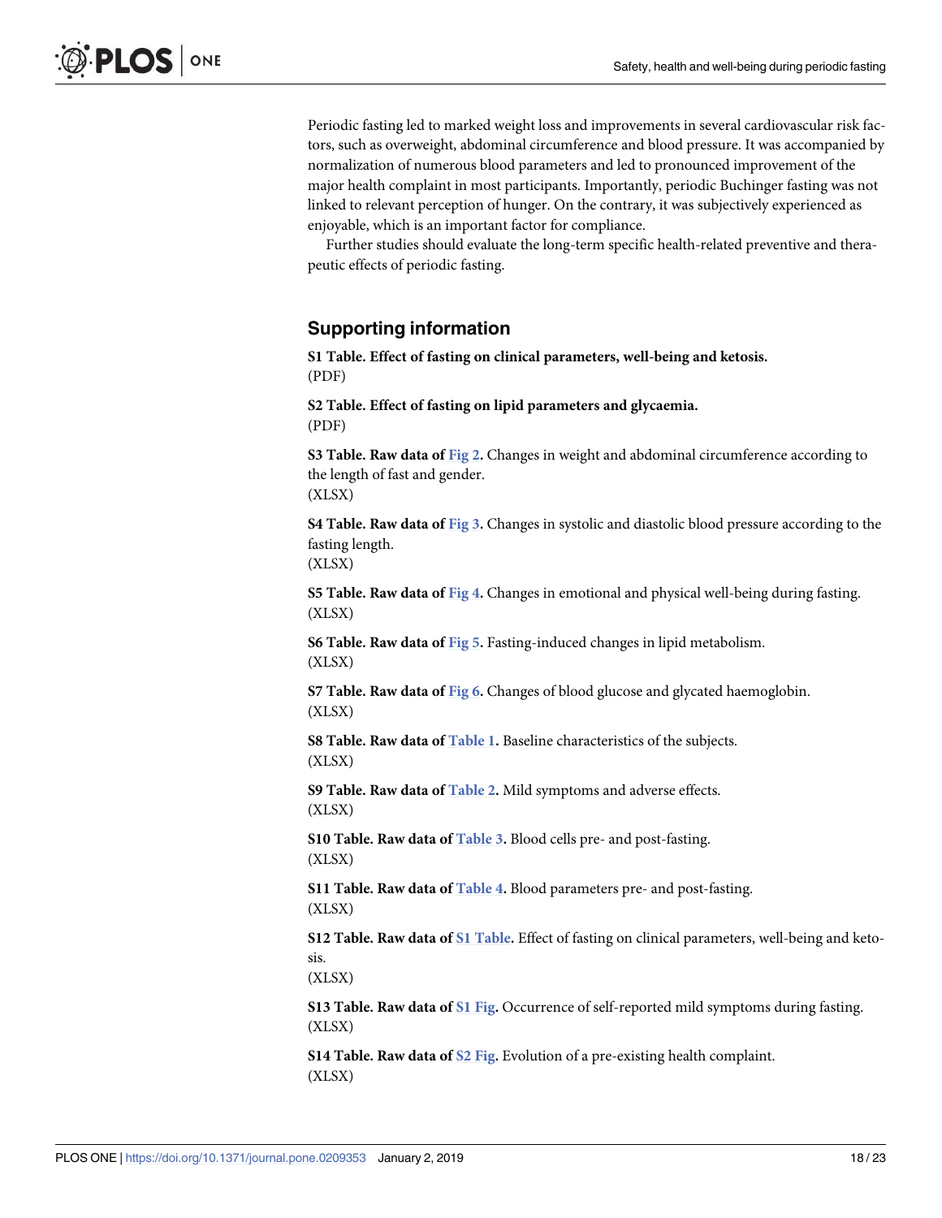Periodic fasting led to marked weight loss and improvements in several cardiovascular risk factors, such as overweight, abdominal circumference and blood pressure. It was accompanied by normalization of numerous blood parameters and led to pronounced improvement of the major health complaint in most participants. Importantly, periodic Buchinger fasting was not linked to relevant perception of hunger. On the contrary, it was subjectively experienced as enjoyable, which is an important factor for compliance.

Further studies should evaluate the long-term specific health-related preventive and therapeutic effects of periodic fasting.

## Supporting information

**S1 Table. Effect of fasting on clinical parameters, well-being and ketosis.**
(PDF)

**S2 Table. Effect of fasting on lipid parameters and glycaemia.**
(PDF)

**S3 Table. Raw data of Fig 2.** Changes in weight and abdominal circumference according to the length of fast and gender.
(XLSX)

**S4 Table. Raw data of Fig 3.** Changes in systolic and diastolic blood pressure according to the fasting length.
(XLSX)

**S5 Table. Raw data of Fig 4.** Changes in emotional and physical well-being during fasting.
(XLSX)

**S6 Table. Raw data of Fig 5.** Fasting-induced changes in lipid metabolism.
(XLSX)

**S7 Table. Raw data of Fig 6.** Changes of blood glucose and glycated haemoglobin.
(XLSX)

**S8 Table. Raw data of Table 1.** Baseline characteristics of the subjects.
(XLSX)

**S9 Table. Raw data of Table 2.** Mild symptoms and adverse effects.
(XLSX)

**S10 Table. Raw data of Table 3.** Blood cells pre- and post-fasting.
(XLSX)

**S11 Table. Raw data of Table 4.** Blood parameters pre- and post-fasting.
(XLSX)

**S12 Table. Raw data of S1 Table.** Effect of fasting on clinical parameters, well-being and ketosis.
(XLSX)

**S13 Table. Raw data of S1 Fig.** Occurrence of self-reported mild symptoms during fasting.
(XLSX)

**S14 Table. Raw data of S2 Fig.** Evolution of a pre-existing health complaint.
(XLSX)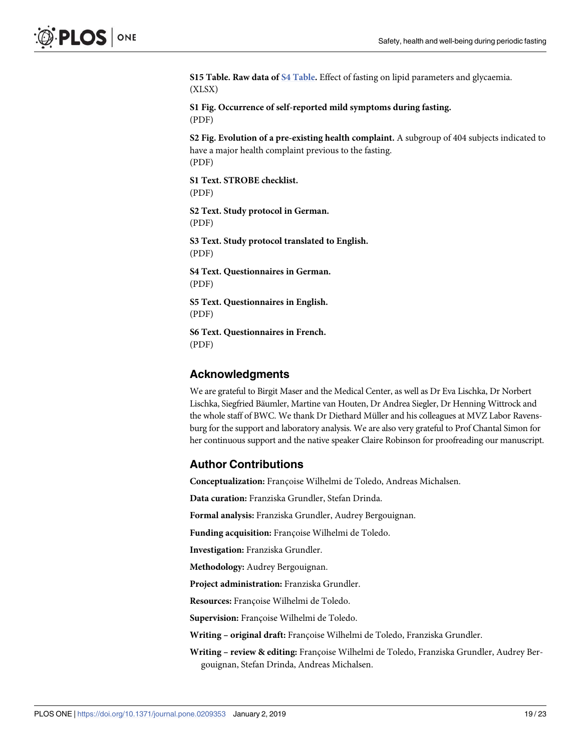**S15 Table. Raw data of S4 Table.** Effect of fasting on lipid parameters and glycaemia.
(XLSX)

**S1 Fig. Occurrence of self-reported mild symptoms during fasting.**
(PDF)

**S2 Fig. Evolution of a pre-existing health complaint.** A subgroup of 404 subjects indicated to have a major health complaint previous to the fasting.
(PDF)

**S1 Text. STROBE checklist.**
(PDF)

**S2 Text. Study protocol in German.**
(PDF)

**S3 Text. Study protocol translated to English.**
(PDF)

**S4 Text. Questionnaires in German.**
(PDF)

**S5 Text. Questionnaires in English.**
(PDF)

**S6 Text. Questionnaires in French.**
(PDF)

## Acknowledgments

We are grateful to Birgit Maser and the Medical Center, as well as Dr Eva Lischka, Dr Norbert Lischka, Siegfried Bäumler, Martine van Houten, Dr Andrea Siegler, Dr Henning Wittrock and the whole staff of BWC. We thank Dr Diethard Müller and his colleagues at MVZ Labor Ravensburg for the support and laboratory analysis. We are also very grateful to Prof Chantal Simon for her continuous support and the native speaker Claire Robinson for proofreading our manuscript.

## Author Contributions

**Conceptualization:** Françoise Wilhelmi de Toledo, Andreas Michalsen.

**Data curation:** Franziska Grundler, Stefan Drinda.

**Formal analysis:** Franziska Grundler, Audrey Bergouignan.

**Funding acquisition:** Françoise Wilhelmi de Toledo.

**Investigation:** Franziska Grundler.

**Methodology:** Audrey Bergouignan.

**Project administration:** Franziska Grundler.

**Resources:** Françoise Wilhelmi de Toledo.

**Supervision:** Françoise Wilhelmi de Toledo.

**Writing – original draft:** Françoise Wilhelmi de Toledo, Franziska Grundler.

**Writing – review & editing:** Françoise Wilhelmi de Toledo, Franziska Grundler, Audrey Bergouignan, Stefan Drinda, Andreas Michalsen.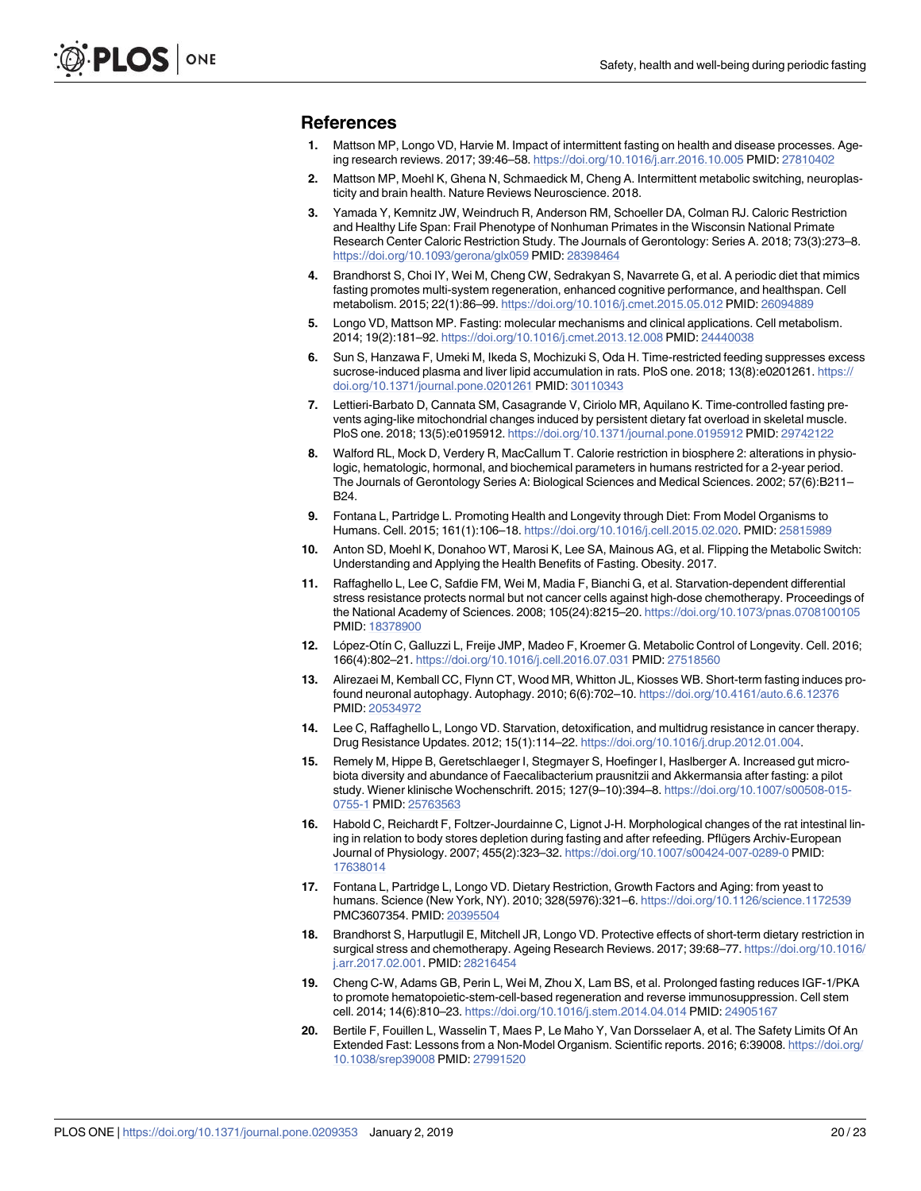## References

1. Mattson MP, Longo VD, Harvie M. Impact of intermittent fasting on health and disease processes. Ageing research reviews. 2017; 39:46–58. https://doi.org/10.1016/j.arr.2016.10.005 PMID: 27810402
2. Mattson MP, Moehl K, Ghena N, Schmaedick M, Cheng A. Intermittent metabolic switching, neuroplasticity and brain health. Nature Reviews Neuroscience. 2018.
3. Yamada Y, Kemnitz JW, Weindruch R, Anderson RM, Schoeller DA, Colman RJ. Caloric Restriction and Healthy Life Span: Frail Phenotype of Nonhuman Primates in the Wisconsin National Primate Research Center Caloric Restriction Study. The Journals of Gerontology: Series A. 2018; 73(3):273–8. https://doi.org/10.1093/gerona/glx059 PMID: 28398464
4. Brandhorst S, Choi IY, Wei M, Cheng CW, Sedrakyan S, Navarrete G, et al. A periodic diet that mimics fasting promotes multi-system regeneration, enhanced cognitive performance, and healthspan. Cell metabolism. 2015; 22(1):86–99. https://doi.org/10.1016/j.cmet.2015.05.012 PMID: 26094889
5. Longo VD, Mattson MP. Fasting: molecular mechanisms and clinical applications. Cell metabolism. 2014; 19(2):181–92. https://doi.org/10.1016/j.cmet.2013.12.008 PMID: 24440038
6. Sun S, Hanzawa F, Umeki M, Ikeda S, Mochizuki S, Oda H. Time-restricted feeding suppresses excess sucrose-induced plasma and liver lipid accumulation in rats. PloS one. 2018; 13(8):e0201261. https://doi.org/10.1371/journal.pone.0201261 PMID: 30110343
7. Lettieri-Barbato D, Cannata SM, Casagrande V, Ciriolo MR, Aquilano K. Time-controlled fasting prevents aging-like mitochondrial changes induced by persistent dietary fat overload in skeletal muscle. PloS one. 2018; 13(5):e0195912. https://doi.org/10.1371/journal.pone.0195912 PMID: 29742122
8. Walford RL, Mock D, Verdery R, MacCallum T. Calorie restriction in biosphere 2: alterations in physiologic, hematologic, hormonal, and biochemical parameters in humans restricted for a 2-year period. The Journals of Gerontology Series A: Biological Sciences and Medical Sciences. 2002; 57(6):B211–B24.
9. Fontana L, Partridge L. Promoting Health and Longevity through Diet: From Model Organisms to Humans. Cell. 2015; 161(1):106–18. https://doi.org/10.1016/j.cell.2015.02.020. PMID: 25815989
10. Anton SD, Moehl K, Donahoo WT, Marosi K, Lee SA, Mainous AG, et al. Flipping the Metabolic Switch: Understanding and Applying the Health Benefits of Fasting. Obesity. 2017.
11. Raffaghello L, Lee C, Safdie FM, Wei M, Madia F, Bianchi G, et al. Starvation-dependent differential stress resistance protects normal but not cancer cells against high-dose chemotherapy. Proceedings of the National Academy of Sciences. 2008; 105(24):8215–20. https://doi.org/10.1073/pnas.0708100105 PMID: 18378900
12. López-Otín C, Galluzzi L, Freije JMP, Madeo F, Kroemer G. Metabolic Control of Longevity. Cell. 2016; 166(4):802–21. https://doi.org/10.1016/j.cell.2016.07.031 PMID: 27518560
13. Alirezaei M, Kemball CC, Flynn CT, Wood MR, Whitton JL, Kiosses WB. Short-term fasting induces profound neuronal autophagy. Autophagy. 2010; 6(6):702–10. https://doi.org/10.4161/auto.6.6.12376 PMID: 20534972
14. Lee C, Raffaghello L, Longo VD. Starvation, detoxification, and multidrug resistance in cancer therapy. Drug Resistance Updates. 2012; 15(1):114–22. https://doi.org/10.1016/j.drup.2012.01.004.
15. Remely M, Hippe B, Geretschlaeger I, Stegmayer S, Hoefinger I, Haslberger A. Increased gut microbiota diversity and abundance of Faecalibacterium prausnitzii and Akkermansia after fasting: a pilot study. Wiener klinische Wochenschrift. 2015; 127(9–10):394–8. https://doi.org/10.1007/s00508-015-0755-1 PMID: 25763563
16. Habold C, Reichardt F, Foltzer-Jourdainne C, Lignot J-H. Morphological changes of the rat intestinal lining in relation to body stores depletion during fasting and after refeeding. Pflügers Archiv-European Journal of Physiology. 2007; 455(2):323–32. https://doi.org/10.1007/s00424-007-0289-0 PMID: 17638014
17. Fontana L, Partridge L, Longo VD. Dietary Restriction, Growth Factors and Aging: from yeast to humans. Science (New York, NY). 2010; 328(5976):321–6. https://doi.org/10.1126/science.1172539 PMC3607354. PMID: 20395504
18. Brandhorst S, Harputlugil E, Mitchell JR, Longo VD. Protective effects of short-term dietary restriction in surgical stress and chemotherapy. Ageing Research Reviews. 2017; 39:68–77. https://doi.org/10.1016/j.arr.2017.02.001. PMID: 28216454
19. Cheng C-W, Adams GB, Perin L, Wei M, Zhou X, Lam BS, et al. Prolonged fasting reduces IGF-1/PKA to promote hematopoietic-stem-cell-based regeneration and reverse immunosuppression. Cell stem cell. 2014; 14(6):810–23. https://doi.org/10.1016/j.stem.2014.04.014 PMID: 24905167
20. Bertile F, Fouillen L, Wasselin T, Maes P, Le Maho Y, Van Dorsselaer A, et al. The Safety Limits Of An Extended Fast: Lessons from a Non-Model Organism. Scientific reports. 2016; 6:39008. https://doi.org/10.1038/srep39008 PMID: 27991520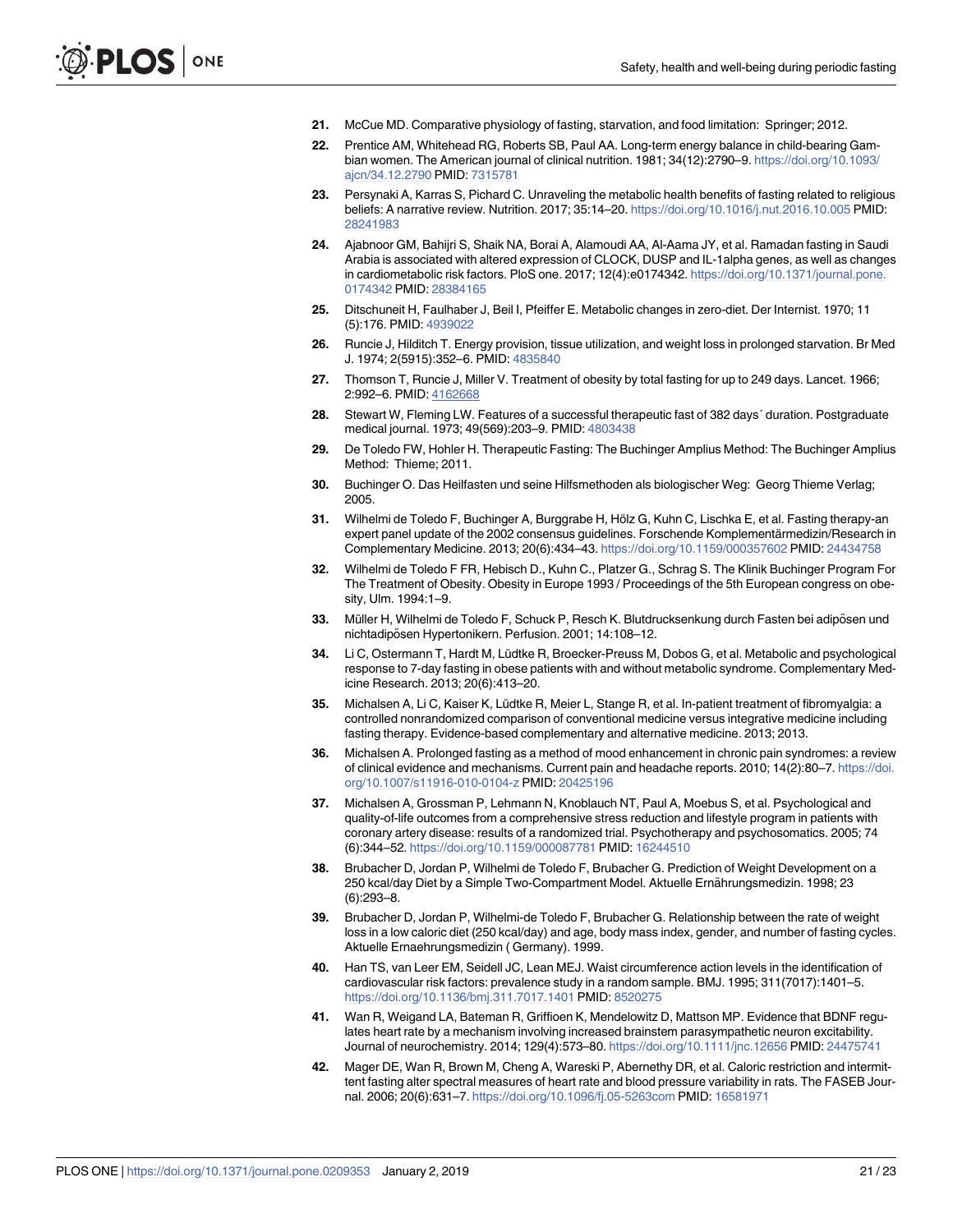21. McCue MD. Comparative physiology of fasting, starvation, and food limitation: Springer; 2012.

22. Prentice AM, Whitehead RG, Roberts SB, Paul AA. Long-term energy balance in child-bearing Gambian women. The American journal of clinical nutrition. 1981; 34(12):2790–9. https://doi.org/10.1093/ajcn/34.12.2790 PMID: 7315781

23. Persynaki A, Karras S, Pichard C. Unraveling the metabolic health benefits of fasting related to religious beliefs: A narrative review. Nutrition. 2017; 35:14–20. https://doi.org/10.1016/j.nut.2016.10.005 PMID: 28241983

24. Ajabnoor GM, Bahijri S, Shaik NA, Borai A, Alamoudi AA, Al-Aama JY, et al. Ramadan fasting in Saudi Arabia is associated with altered expression of CLOCK, DUSP and IL-1alpha genes, as well as changes in cardiometabolic risk factors. PloS one. 2017; 12(4):e0174342. https://doi.org/10.1371/journal.pone.0174342 PMID: 28384165

25. Ditschuneit H, Faulhaber J, Beil I, Pfeiffer E. Metabolic changes in zero-diet. Der Internist. 1970; 11 (5):176. PMID: 4939022

26. Runcie J, Hilditch T. Energy provision, tissue utilization, and weight loss in prolonged starvation. Br Med J. 1974; 2(5915):352–6. PMID: 4835840

27. Thomson T, Runcie J, Miller V. Treatment of obesity by total fasting for up to 249 days. Lancet. 1966; 2:992–6. PMID: 4162668

28. Stewart W, Fleming LW. Features of a successful therapeutic fast of 382 days´ duration. Postgraduate medical journal. 1973; 49(569):203–9. PMID: 4803438

29. De Toledo FW, Hohler H. Therapeutic Fasting: The Buchinger Amplius Method: The Buchinger Amplius Method: Thieme; 2011.

30. Buchinger O. Das Heilfasten und seine Hilfsmethoden als biologischer Weg: Georg Thieme Verlag; 2005.

31. Wilhelmi de Toledo F, Buchinger A, Burggrabe H, Hölz G, Kuhn C, Lischka E, et al. Fasting therapy-an expert panel update of the 2002 consensus guidelines. Forschende Komplementärmedizin/Research in Complementary Medicine. 2013; 20(6):434–43. https://doi.org/10.1159/000357602 PMID: 24434758

32. Wilhelmi de Toledo F FR, Hebisch D., Kuhn C., Platzer G., Schrag S. The Klinik Buchinger Program For The Treatment of Obesity. Obesity in Europe 1993 / Proceedings of the 5th European congress on obesity, Ulm. 1994:1–9.

33. Müller H, Wilhelmi de Toledo F, Schuck P, Resch K. Blutdrucksenkung durch Fasten bei adipösen und nichtadipösen Hypertonikern. Perfusion. 2001; 14:108–12.

34. Li C, Ostermann T, Hardt M, Lüdtke R, Broecker-Preuss M, Dobos G, et al. Metabolic and psychological response to 7-day fasting in obese patients with and without metabolic syndrome. Complementary Medicine Research. 2013; 20(6):413–20.

35. Michalsen A, Li C, Kaiser K, Lüdtke R, Meier L, Stange R, et al. In-patient treatment of fibromyalgia: a controlled nonrandomized comparison of conventional medicine versus integrative medicine including fasting therapy. Evidence-based complementary and alternative medicine. 2013; 2013.

36. Michalsen A. Prolonged fasting as a method of mood enhancement in chronic pain syndromes: a review of clinical evidence and mechanisms. Current pain and headache reports. 2010; 14(2):80–7. https://doi.org/10.1007/s11916-010-0104-z PMID: 20425196

37. Michalsen A, Grossman P, Lehmann N, Knoblauch NT, Paul A, Moebus S, et al. Psychological and quality-of-life outcomes from a comprehensive stress reduction and lifestyle program in patients with coronary artery disease: results of a randomized trial. Psychotherapy and psychosomatics. 2005; 74 (6):344–52. https://doi.org/10.1159/000087781 PMID: 16244510

38. Brubacher D, Jordan P, Wilhelmi de Toledo F, Brubacher G. Prediction of Weight Development on a 250 kcal/day Diet by a Simple Two-Compartment Model. Aktuelle Ernährungsmedizin. 1998; 23 (6):293–8.

39. Brubacher D, Jordan P, Wilhelmi-de Toledo F, Brubacher G. Relationship between the rate of weight loss in a low caloric diet (250 kcal/day) and age, body mass index, gender, and number of fasting cycles. Aktuelle Ernaehrungsmedizin ( Germany). 1999.

40. Han TS, van Leer EM, Seidell JC, Lean MEJ. Waist circumference action levels in the identification of cardiovascular risk factors: prevalence study in a random sample. BMJ. 1995; 311(7017):1401–5. https://doi.org/10.1136/bmj.311.7017.1401 PMID: 8520275

41. Wan R, Weigand LA, Bateman R, Griffioen K, Mendelowitz D, Mattson MP. Evidence that BDNF regulates heart rate by a mechanism involving increased brainstem parasympathetic neuron excitability. Journal of neurochemistry. 2014; 129(4):573–80. https://doi.org/10.1111/jnc.12656 PMID: 24475741

42. Mager DE, Wan R, Brown M, Cheng A, Wareski P, Abernethy DR, et al. Caloric restriction and intermittent fasting alter spectral measures of heart rate and blood pressure variability in rats. The FASEB Journal. 2006; 20(6):631–7. https://doi.org/10.1096/fj.05-5263com PMID: 16581971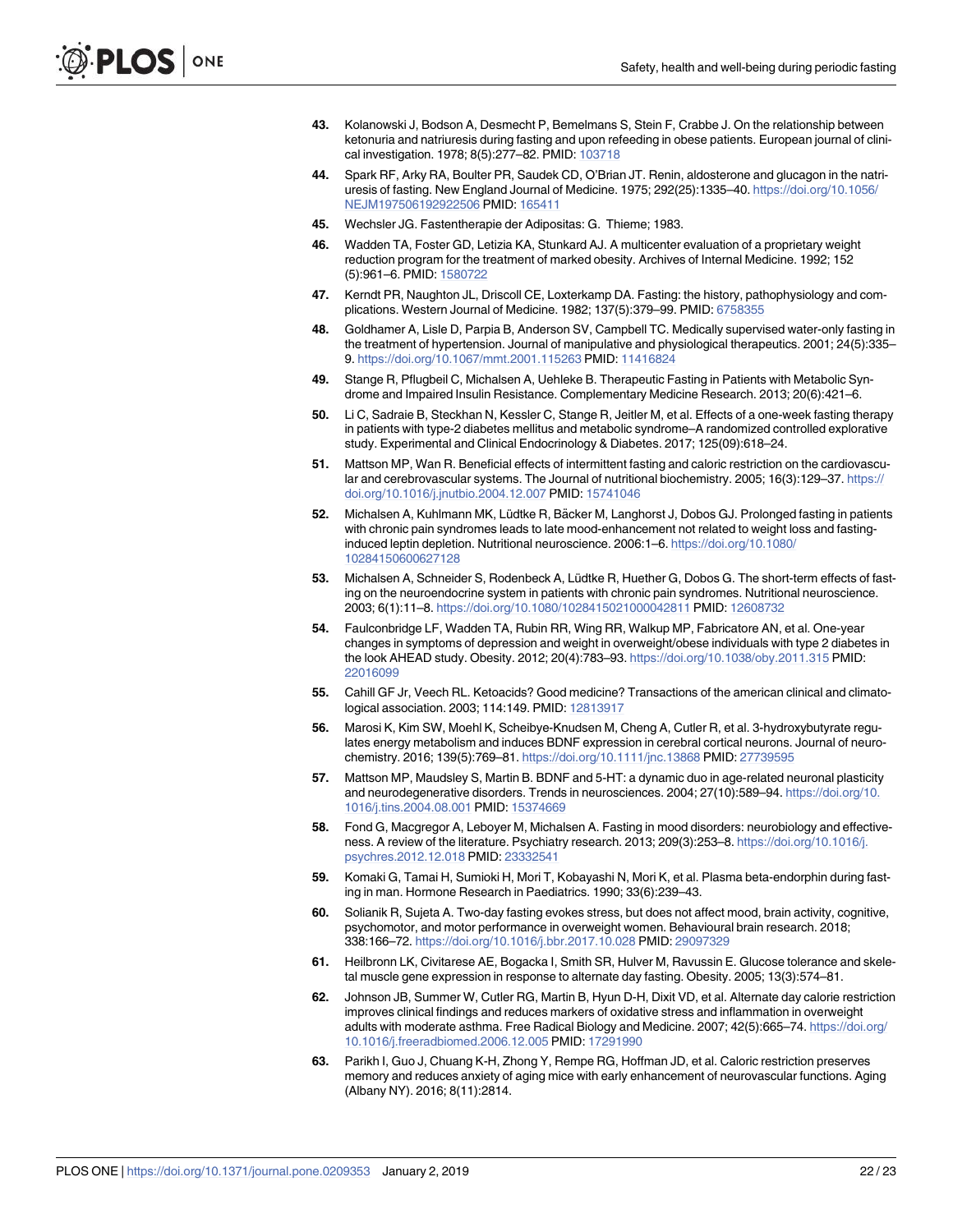43. Kolanowski J, Bodson A, Desmecht P, Bemelmans S, Stein F, Crabbe J. On the relationship between ketonuria and natriuresis during fasting and upon refeeding in obese patients. European journal of clinical investigation. 1978; 8(5):277–82. PMID: 103718

44. Spark RF, Arky RA, Boulter PR, Saudek CD, O'Brian JT. Renin, aldosterone and glucagon in the natriuresis of fasting. New England Journal of Medicine. 1975; 292(25):1335–40. https://doi.org/10.1056/NEJM197506192922506 PMID: 165411

45. Wechsler JG. Fastentherapie der Adipositas: G. Thieme; 1983.

46. Wadden TA, Foster GD, Letizia KA, Stunkard AJ. A multicenter evaluation of a proprietary weight reduction program for the treatment of marked obesity. Archives of Internal Medicine. 1992; 152 (5):961–6. PMID: 1580722

47. Kerndt PR, Naughton JL, Driscoll CE, Loxterkamp DA. Fasting: the history, pathophysiology and complications. Western Journal of Medicine. 1982; 137(5):379–99. PMID: 6758355

48. Goldhamer A, Lisle D, Parpia B, Anderson SV, Campbell TC. Medically supervised water-only fasting in the treatment of hypertension. Journal of manipulative and physiological therapeutics. 2001; 24(5):335–9. https://doi.org/10.1067/mmt.2001.115263 PMID: 11416824

49. Stange R, Pflugbeil C, Michalsen A, Uehleke B. Therapeutic Fasting in Patients with Metabolic Syndrome and Impaired Insulin Resistance. Complementary Medicine Research. 2013; 20(6):421–6.

50. Li C, Sadraie B, Steckhan N, Kessler C, Stange R, Jeitler M, et al. Effects of a one-week fasting therapy in patients with type-2 diabetes mellitus and metabolic syndrome–A randomized controlled explorative study. Experimental and Clinical Endocrinology & Diabetes. 2017; 125(09):618–24.

51. Mattson MP, Wan R. Beneficial effects of intermittent fasting and caloric restriction on the cardiovascular and cerebrovascular systems. The Journal of nutritional biochemistry. 2005; 16(3):129–37. https://doi.org/10.1016/j.jnutbio.2004.12.007 PMID: 15741046

52. Michalsen A, Kuhlmann MK, Lüdtke R, Bäcker M, Langhorst J, Dobos GJ. Prolonged fasting in patients with chronic pain syndromes leads to late mood-enhancement not related to weight loss and fasting-induced leptin depletion. Nutritional neuroscience. 2006:1–6. https://doi.org/10.1080/10284150600627128

53. Michalsen A, Schneider S, Rodenbeck A, Lüdtke R, Huether G, Dobos G. The short-term effects of fasting on the neuroendocrine system in patients with chronic pain syndromes. Nutritional neuroscience. 2003; 6(1):11–8. https://doi.org/10.1080/1028415021000042811 PMID: 12608732

54. Faulconbridge LF, Wadden TA, Rubin RR, Wing RR, Walkup MP, Fabricatore AN, et al. One-year changes in symptoms of depression and weight in overweight/obese individuals with type 2 diabetes in the look AHEAD study. Obesity. 2012; 20(4):783–93. https://doi.org/10.1038/oby.2011.315 PMID: 22016099

55. Cahill GF Jr, Veech RL. Ketoacids? Good medicine? Transactions of the american clinical and climatological association. 2003; 114:149. PMID: 12813917

56. Marosi K, Kim SW, Moehl K, Scheibye-Knudsen M, Cheng A, Cutler R, et al. 3-hydroxybutyrate regulates energy metabolism and induces BDNF expression in cerebral cortical neurons. Journal of neurochemistry. 2016; 139(5):769–81. https://doi.org/10.1111/jnc.13868 PMID: 27739595

57. Mattson MP, Maudsley S, Martin B. BDNF and 5-HT: a dynamic duo in age-related neuronal plasticity and neurodegenerative disorders. Trends in neurosciences. 2004; 27(10):589–94. https://doi.org/10.1016/j.tins.2004.08.001 PMID: 15374669

58. Fond G, Macgregor A, Leboyer M, Michalsen A. Fasting in mood disorders: neurobiology and effectiveness. A review of the literature. Psychiatry research. 2013; 209(3):253–8. https://doi.org/10.1016/j.psychres.2012.12.018 PMID: 23332541

59. Komaki G, Tamai H, Sumioki H, Mori T, Kobayashi N, Mori K, et al. Plasma beta-endorphin during fasting in man. Hormone Research in Paediatrics. 1990; 33(6):239–43.

60. Solianik R, Sujeta A. Two-day fasting evokes stress, but does not affect mood, brain activity, cognitive, psychomotor, and motor performance in overweight women. Behavioural brain research. 2018; 338:166–72. https://doi.org/10.1016/j.bbr.2017.10.028 PMID: 29097329

61. Heilbronn LK, Civitarese AE, Bogacka I, Smith SR, Hulver M, Ravussin E. Glucose tolerance and skeletal muscle gene expression in response to alternate day fasting. Obesity. 2005; 13(3):574–81.

62. Johnson JB, Summer W, Cutler RG, Martin B, Hyun D-H, Dixit VD, et al. Alternate day calorie restriction improves clinical findings and reduces markers of oxidative stress and inflammation in overweight adults with moderate asthma. Free Radical Biology and Medicine. 2007; 42(5):665–74. https://doi.org/10.1016/j.freeradbiomed.2006.12.005 PMID: 17291990

63. Parikh I, Guo J, Chuang K-H, Zhong Y, Rempe RG, Hoffman JD, et al. Caloric restriction preserves memory and reduces anxiety of aging mice with early enhancement of neurovascular functions. Aging (Albany NY). 2016; 8(11):2814.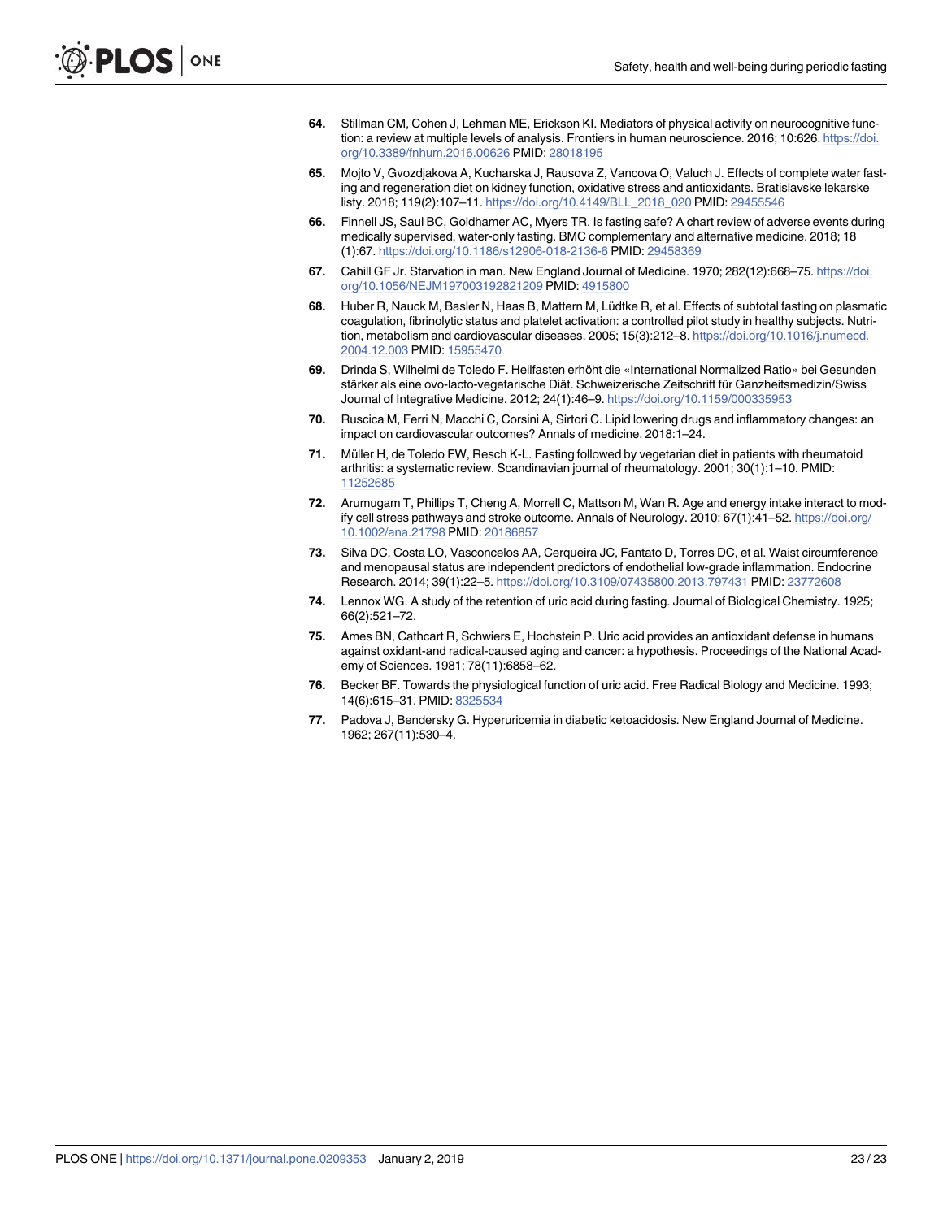64. Stillman CM, Cohen J, Lehman ME, Erickson KI. Mediators of physical activity on neurocognitive function: a review at multiple levels of analysis. Frontiers in human neuroscience. 2016; 10:626. https://doi.org/10.3389/fnhum.2016.00626 PMID: 28018195

65. Mojto V, Gvozdjakova A, Kucharska J, Rausova Z, Vancova O, Valuch J. Effects of complete water fasting and regeneration diet on kidney function, oxidative stress and antioxidants. Bratislavske lekarske listy. 2018; 119(2):107–11. https://doi.org/10.4149/BLL_2018_020 PMID: 29455546

66. Finnell JS, Saul BC, Goldhamer AC, Myers TR. Is fasting safe? A chart review of adverse events during medically supervised, water-only fasting. BMC complementary and alternative medicine. 2018; 18 (1):67. https://doi.org/10.1186/s12906-018-2136-6 PMID: 29458369

67. Cahill GF Jr. Starvation in man. New England Journal of Medicine. 1970; 282(12):668–75. https://doi.org/10.1056/NEJM197003192821209 PMID: 4915800

68. Huber R, Nauck M, Basler N, Haas B, Mattern M, Lüdtke R, et al. Effects of subtotal fasting on plasmatic coagulation, fibrinolytic status and platelet activation: a controlled pilot study in healthy subjects. Nutrition, metabolism and cardiovascular diseases. 2005; 15(3):212–8. https://doi.org/10.1016/j.numecd.2004.12.003 PMID: 15955470

69. Drinda S, Wilhelmi de Toledo F. Heilfasten erhöht die «International Normalized Ratio» bei Gesunden stärker als eine ovo-lacto-vegetarische Diät. Schweizerische Zeitschrift für Ganzheitsmedizin/Swiss Journal of Integrative Medicine. 2012; 24(1):46–9. https://doi.org/10.1159/000335953

70. Ruscica M, Ferri N, Macchi C, Corsini A, Sirtori C. Lipid lowering drugs and inflammatory changes: an impact on cardiovascular outcomes? Annals of medicine. 2018:1–24.

71. Müller H, de Toledo FW, Resch K-L. Fasting followed by vegetarian diet in patients with rheumatoid arthritis: a systematic review. Scandinavian journal of rheumatology. 2001; 30(1):1–10. PMID: 11252685

72. Arumugam T, Phillips T, Cheng A, Morrell C, Mattson M, Wan R. Age and energy intake interact to modify cell stress pathways and stroke outcome. Annals of Neurology. 2010; 67(1):41–52. https://doi.org/10.1002/ana.21798 PMID: 20186857

73. Silva DC, Costa LO, Vasconcelos AA, Cerqueira JC, Fantato D, Torres DC, et al. Waist circumference and menopausal status are independent predictors of endothelial low-grade inflammation. Endocrine Research. 2014; 39(1):22–5. https://doi.org/10.3109/07435800.2013.797431 PMID: 23772608

74. Lennox WG. A study of the retention of uric acid during fasting. Journal of Biological Chemistry. 1925; 66(2):521–72.

75. Ames BN, Cathcart R, Schwiers E, Hochstein P. Uric acid provides an antioxidant defense in humans against oxidant-and radical-caused aging and cancer: a hypothesis. Proceedings of the National Academy of Sciences. 1981; 78(11):6858–62.

76. Becker BF. Towards the physiological function of uric acid. Free Radical Biology and Medicine. 1993; 14(6):615–31. PMID: 8325534

77. Padova J, Bendersky G. Hyperuricemia in diabetic ketoacidosis. New England Journal of Medicine. 1962; 267(11):530–4.